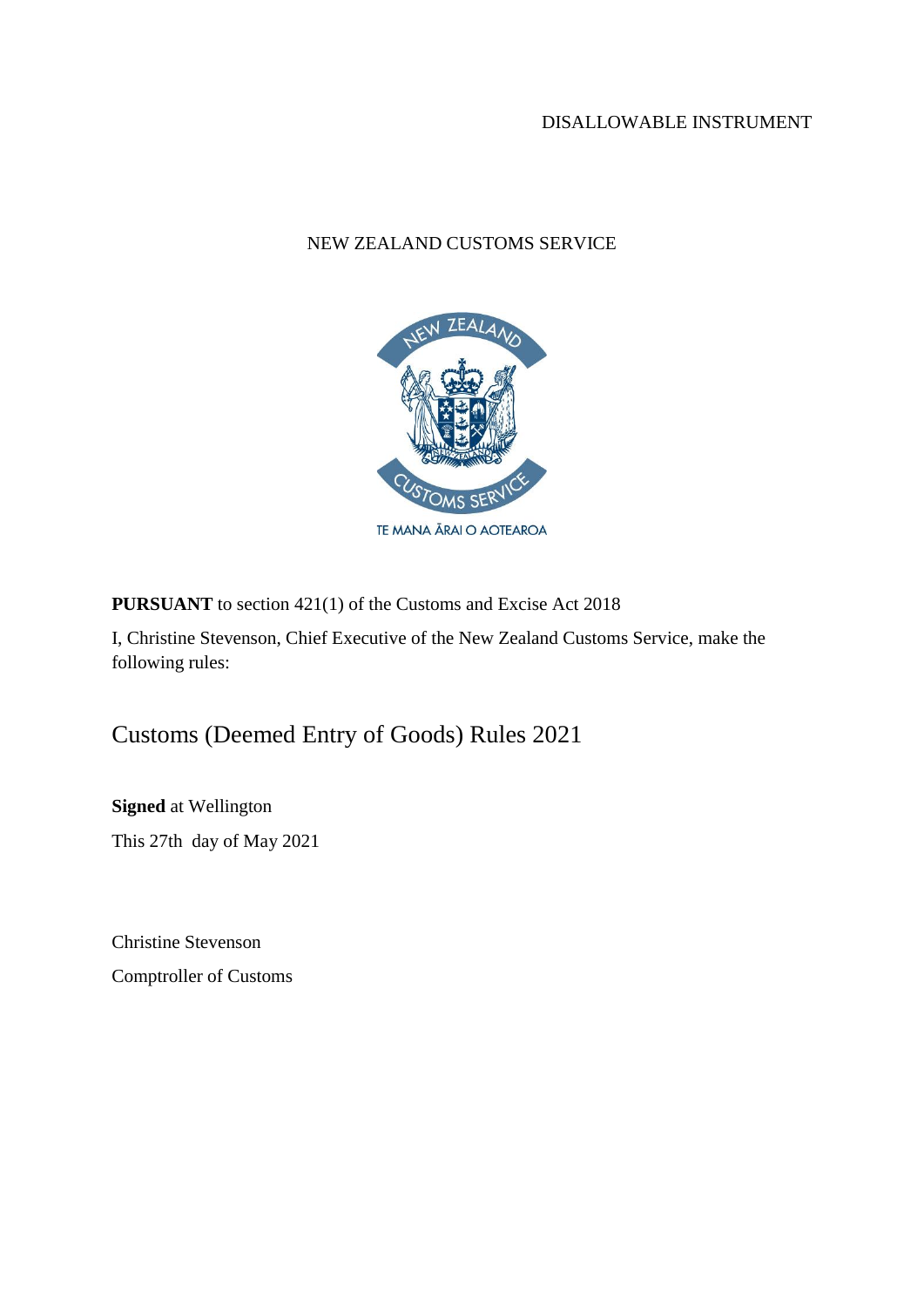DISALLOWABLE INSTRUMENT

NEW ZEALAND CUSTOMS SERVICE

**PURSUANT** to section 421(1) of the Customs and Excise Act 2018

I, Christine Stevenson, Chief Executive of the New Zealand Customs Service, make the following rules:

# Customs (Deemed Entry of Goods) Rules 2021

**Signed** at Wellington

This 27th day of May 2021

Christine Stevenson

Comptroller of Customs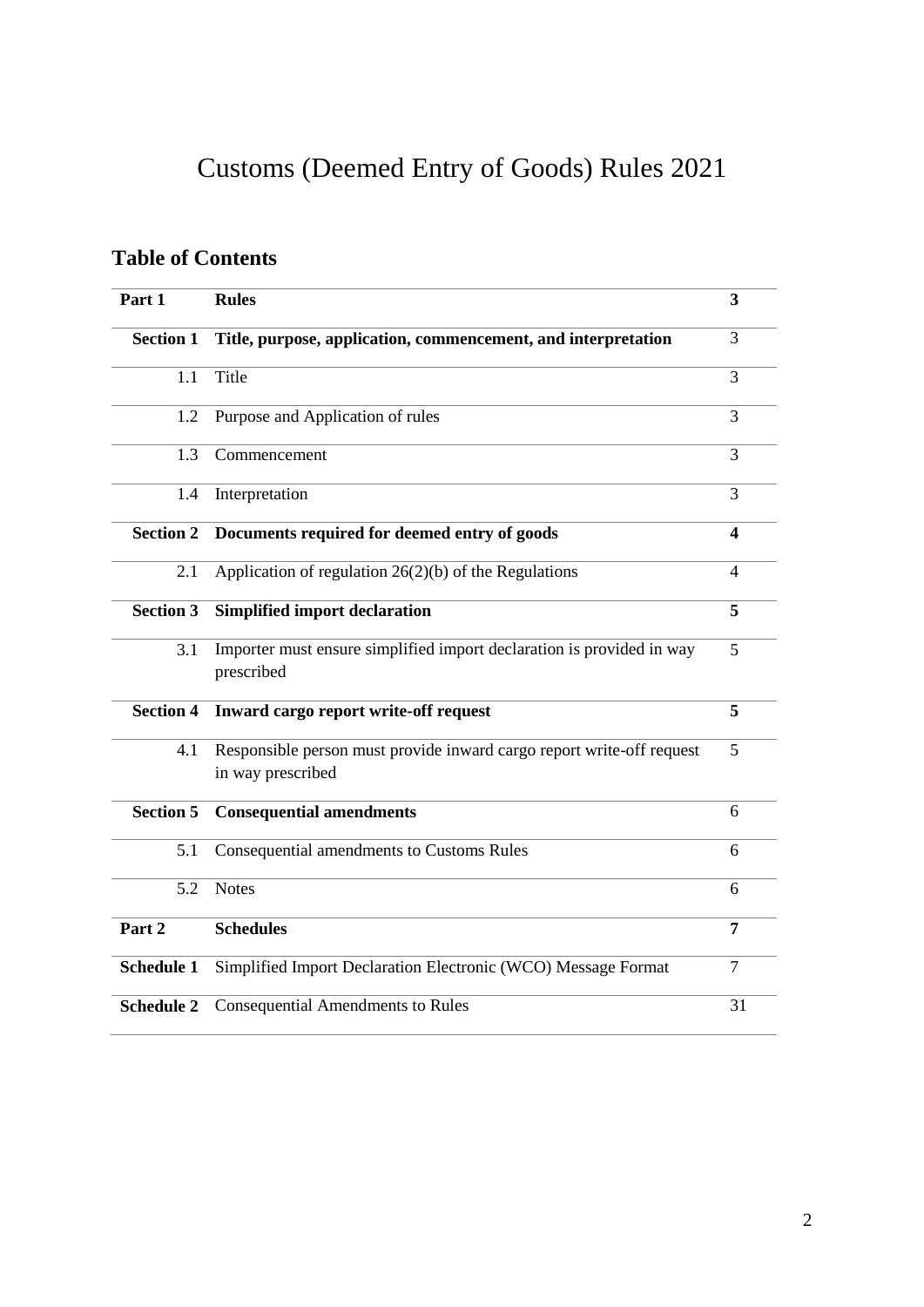# Customs (Deemed Entry of Goods) Rules 2021

## Table of Contents

| | | |
|---|---|---|
| **Part 1** | **Rules** | **3** |
| **Section 1** | **Title, purpose, application, commencement, and interpretation** | 3 |
| 1.1 | Title | 3 |
| 1.2 | Purpose and Application of rules | 3 |
| 1.3 | Commencement | 3 |
| 1.4 | Interpretation | 3 |
| **Section 2** | **Documents required for deemed entry of goods** | **4** |
| 2.1 | Application of regulation 26(2)(b) of the Regulations | 4 |
| **Section 3** | **Simplified import declaration** | **5** |
| 3.1 | Importer must ensure simplified import declaration is provided in way prescribed | 5 |
| **Section 4** | **Inward cargo report write-off request** | **5** |
| 4.1 | Responsible person must provide inward cargo report write-off request in way prescribed | 5 |
| **Section 5** | **Consequential amendments** | 6 |
| 5.1 | Consequential amendments to Customs Rules | 6 |
| 5.2 | Notes | 6 |
| **Part 2** | **Schedules** | **7** |
| **Schedule 1** | Simplified Import Declaration Electronic (WCO) Message Format | 7 |
| **Schedule 2** | Consequential Amendments to Rules | 31 |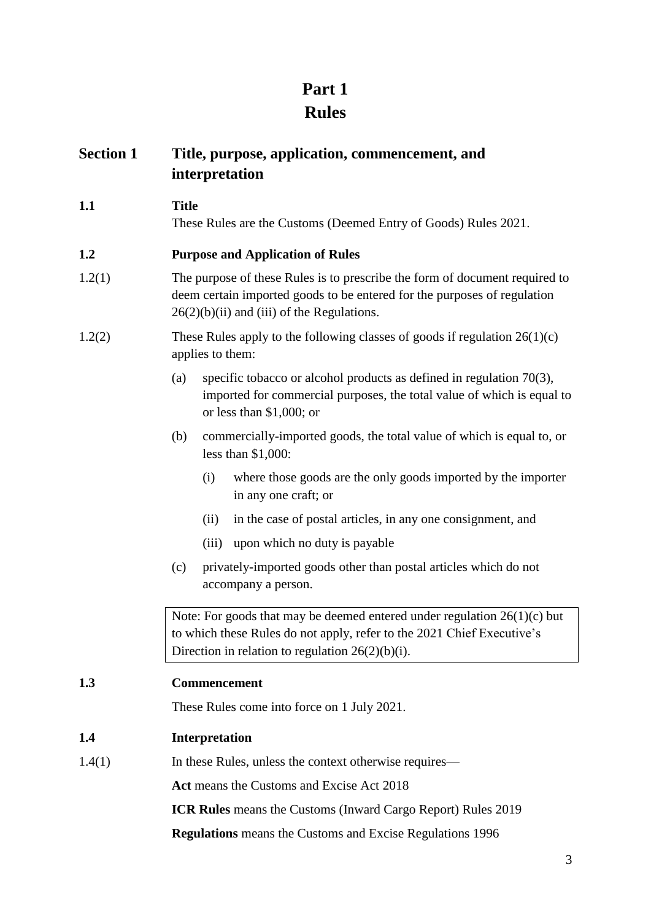# Part 1
# Rules

## Section 1 Title, purpose, application, commencement, and interpretation

### 1.1 Title

These Rules are the Customs (Deemed Entry of Goods) Rules 2021.

### 1.2 Purpose and Application of Rules

1.2(1) The purpose of these Rules is to prescribe the form of document required to deem certain imported goods to be entered for the purposes of regulation 26(2)(b)(ii) and (iii) of the Regulations.

1.2(2) These Rules apply to the following classes of goods if regulation 26(1)(c) applies to them:

(a) specific tobacco or alcohol products as defined in regulation 70(3), imported for commercial purposes, the total value of which is equal to or less than $1,000; or

(b) commercially-imported goods, the total value of which is equal to, or less than $1,000:

  (i) where those goods are the only goods imported by the importer in any one craft; or

  (ii) in the case of postal articles, in any one consignment, and

  (iii) upon which no duty is payable

(c) privately-imported goods other than postal articles which do not accompany a person.

> Note: For goods that may be deemed entered under regulation 26(1)(c) but to which these Rules do not apply, refer to the 2021 Chief Executive's Direction in relation to regulation 26(2)(b)(i).

### 1.3 Commencement

These Rules come into force on 1 July 2021.

### 1.4 Interpretation

1.4(1) In these Rules, unless the context otherwise requires—

**Act** means the Customs and Excise Act 2018

**ICR Rules** means the Customs (Inward Cargo Report) Rules 2019

**Regulations** means the Customs and Excise Regulations 1996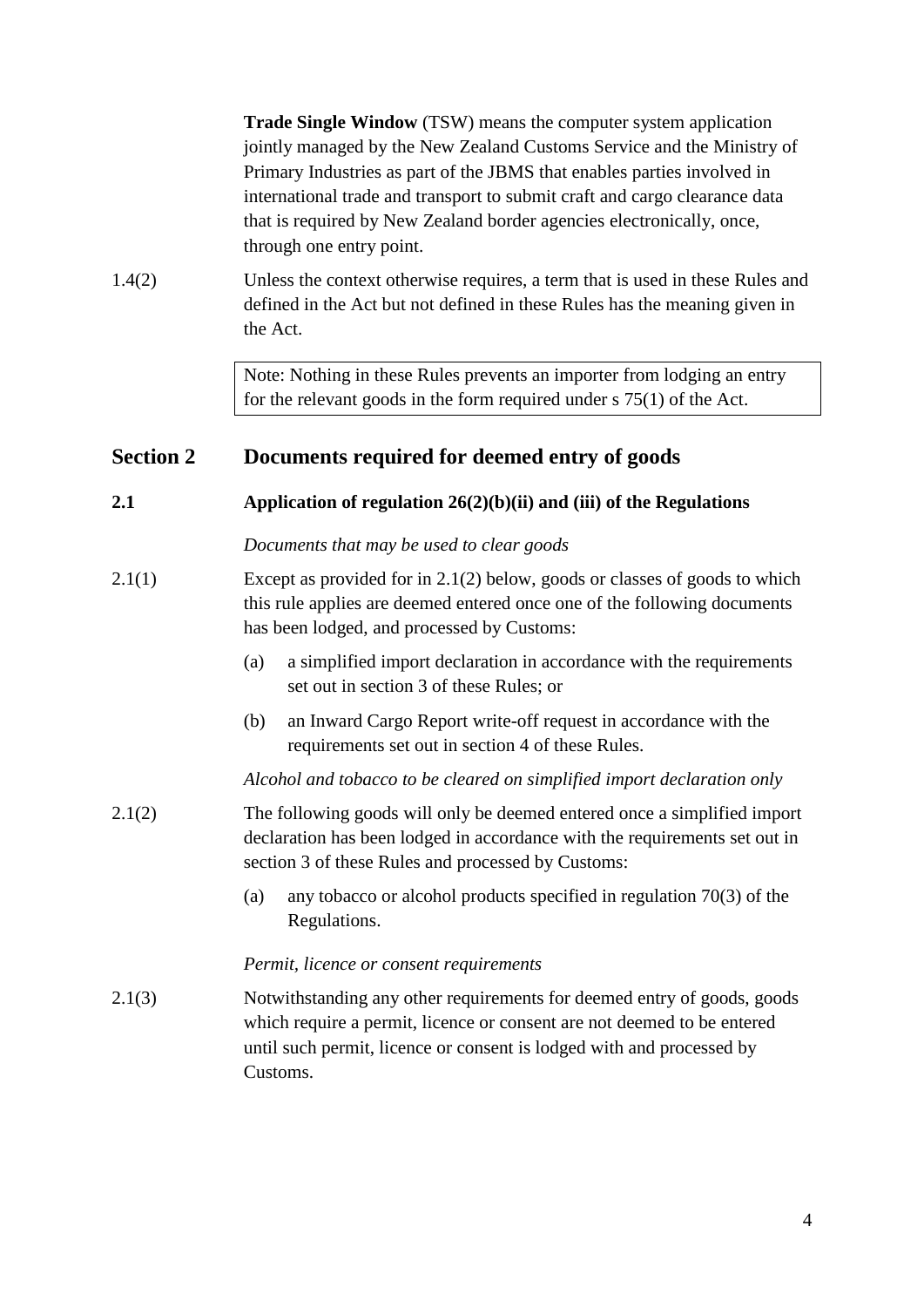**Trade Single Window** (TSW) means the computer system application jointly managed by the New Zealand Customs Service and the Ministry of Primary Industries as part of the JBMS that enables parties involved in international trade and transport to submit craft and cargo clearance data that is required by New Zealand border agencies electronically, once, through one entry point.

1.4(2) Unless the context otherwise requires, a term that is used in these Rules and defined in the Act but not defined in these Rules has the meaning given in the Act.

> Note: Nothing in these Rules prevents an importer from lodging an entry for the relevant goods in the form required under s 75(1) of the Act.

## Section 2 Documents required for deemed entry of goods

### 2.1 Application of regulation 26(2)(b)(ii) and (iii) of the Regulations

*Documents that may be used to clear goods*

2.1(1) Except as provided for in 2.1(2) below, goods or classes of goods to which this rule applies are deemed entered once one of the following documents has been lodged, and processed by Customs:

(a) a simplified import declaration in accordance with the requirements set out in section 3 of these Rules; or

(b) an Inward Cargo Report write-off request in accordance with the requirements set out in section 4 of these Rules.

*Alcohol and tobacco to be cleared on simplified import declaration only*

2.1(2) The following goods will only be deemed entered once a simplified import declaration has been lodged in accordance with the requirements set out in section 3 of these Rules and processed by Customs:

(a) any tobacco or alcohol products specified in regulation 70(3) of the Regulations.

*Permit, licence or consent requirements*

2.1(3) Notwithstanding any other requirements for deemed entry of goods, goods which require a permit, licence or consent are not deemed to be entered until such permit, licence or consent is lodged with and processed by Customs.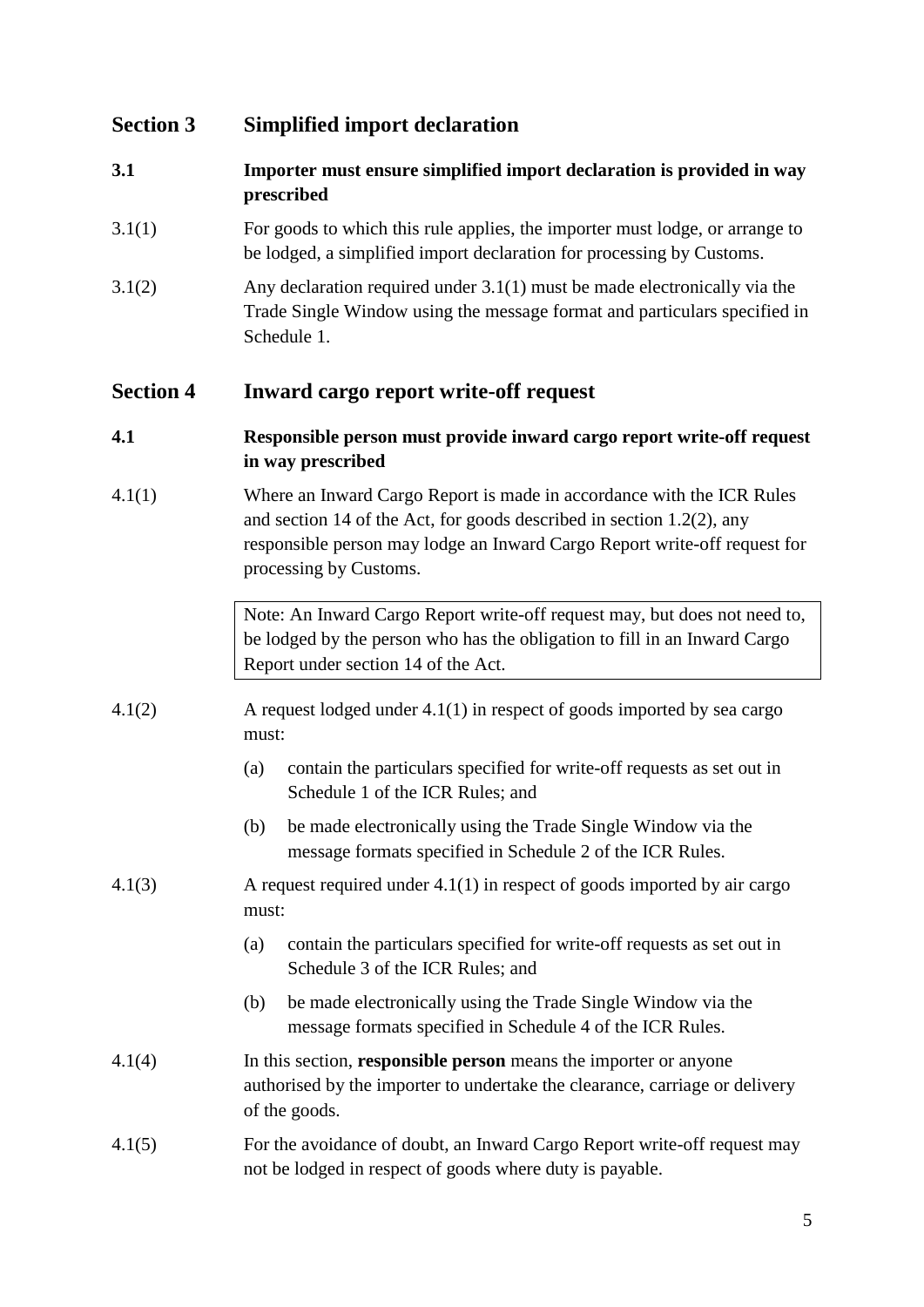## Section 3 Simplified import declaration

**3.1 Importer must ensure simplified import declaration is provided in way prescribed**

3.1(1) For goods to which this rule applies, the importer must lodge, or arrange to be lodged, a simplified import declaration for processing by Customs.

3.1(2) Any declaration required under 3.1(1) must be made electronically via the Trade Single Window using the message format and particulars specified in Schedule 1.

## Section 4 Inward cargo report write-off request

**4.1 Responsible person must provide inward cargo report write-off request in way prescribed**

4.1(1) Where an Inward Cargo Report is made in accordance with the ICR Rules and section 14 of the Act, for goods described in section 1.2(2), any responsible person may lodge an Inward Cargo Report write-off request for processing by Customs.

> Note: An Inward Cargo Report write-off request may, but does not need to, be lodged by the person who has the obligation to fill in an Inward Cargo Report under section 14 of the Act.

4.1(2) A request lodged under 4.1(1) in respect of goods imported by sea cargo must:

(a) contain the particulars specified for write-off requests as set out in Schedule 1 of the ICR Rules; and

(b) be made electronically using the Trade Single Window via the message formats specified in Schedule 2 of the ICR Rules.

4.1(3) A request required under 4.1(1) in respect of goods imported by air cargo must:

(a) contain the particulars specified for write-off requests as set out in Schedule 3 of the ICR Rules; and

(b) be made electronically using the Trade Single Window via the message formats specified in Schedule 4 of the ICR Rules.

4.1(4) In this section, **responsible person** means the importer or anyone authorised by the importer to undertake the clearance, carriage or delivery of the goods.

4.1(5) For the avoidance of doubt, an Inward Cargo Report write-off request may not be lodged in respect of goods where duty is payable.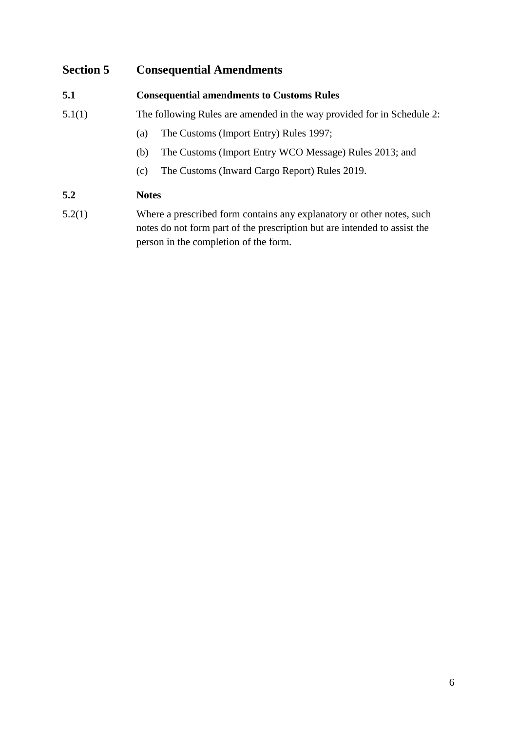## Section 5 Consequential Amendments

### 5.1 Consequential amendments to Customs Rules

5.1(1) The following Rules are amended in the way provided for in Schedule 2:

(a) The Customs (Import Entry) Rules 1997;

(b) The Customs (Import Entry WCO Message) Rules 2013; and

(c) The Customs (Inward Cargo Report) Rules 2019.

### 5.2 Notes

5.2(1) Where a prescribed form contains any explanatory or other notes, such notes do not form part of the prescription but are intended to assist the person in the completion of the form.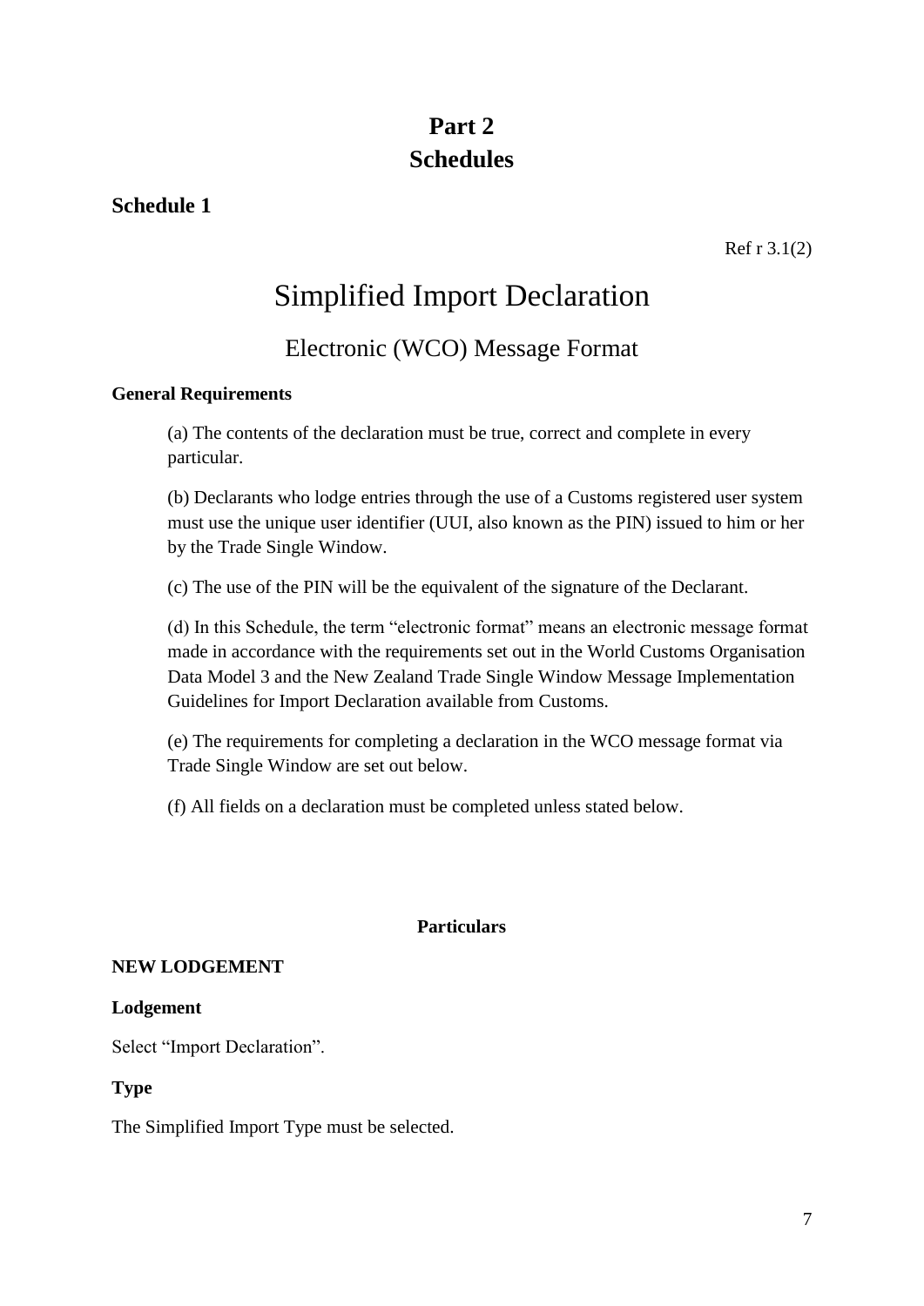# Part 2
# Schedules

## Schedule 1

Ref r 3.1(2)

# Simplified Import Declaration

## Electronic (WCO) Message Format

**General Requirements**

(a) The contents of the declaration must be true, correct and complete in every particular.

(b) Declarants who lodge entries through the use of a Customs registered user system must use the unique user identifier (UUI, also known as the PIN) issued to him or her by the Trade Single Window.

(c) The use of the PIN will be the equivalent of the signature of the Declarant.

(d) In this Schedule, the term "electronic format" means an electronic message format made in accordance with the requirements set out in the World Customs Organisation Data Model 3 and the New Zealand Trade Single Window Message Implementation Guidelines for Import Declaration available from Customs.

(e) The requirements for completing a declaration in the WCO message format via Trade Single Window are set out below.

(f) All fields on a declaration must be completed unless stated below.

**Particulars**

**NEW LODGEMENT**

**Lodgement**

Select "Import Declaration".

**Type**

The Simplified Import Type must be selected.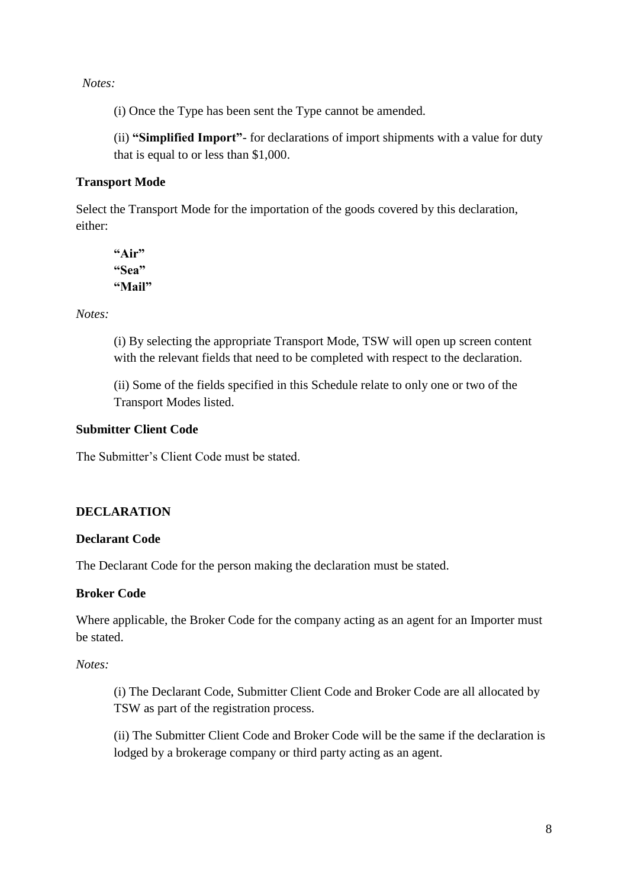*Notes:*

(i) Once the Type has been sent the Type cannot be amended.

(ii) **"Simplified Import"**- for declarations of import shipments with a value for duty that is equal to or less than $1,000.

**Transport Mode**

Select the Transport Mode for the importation of the goods covered by this declaration, either:

**"Air"**
**"Sea"**
**"Mail"**

*Notes:*

(i) By selecting the appropriate Transport Mode, TSW will open up screen content with the relevant fields that need to be completed with respect to the declaration.

(ii) Some of the fields specified in this Schedule relate to only one or two of the Transport Modes listed.

**Submitter Client Code**

The Submitter's Client Code must be stated.

**DECLARATION**

**Declarant Code**

The Declarant Code for the person making the declaration must be stated.

**Broker Code**

Where applicable, the Broker Code for the company acting as an agent for an Importer must be stated.

*Notes:*

(i) The Declarant Code, Submitter Client Code and Broker Code are all allocated by TSW as part of the registration process.

(ii) The Submitter Client Code and Broker Code will be the same if the declaration is lodged by a brokerage company or third party acting as an agent.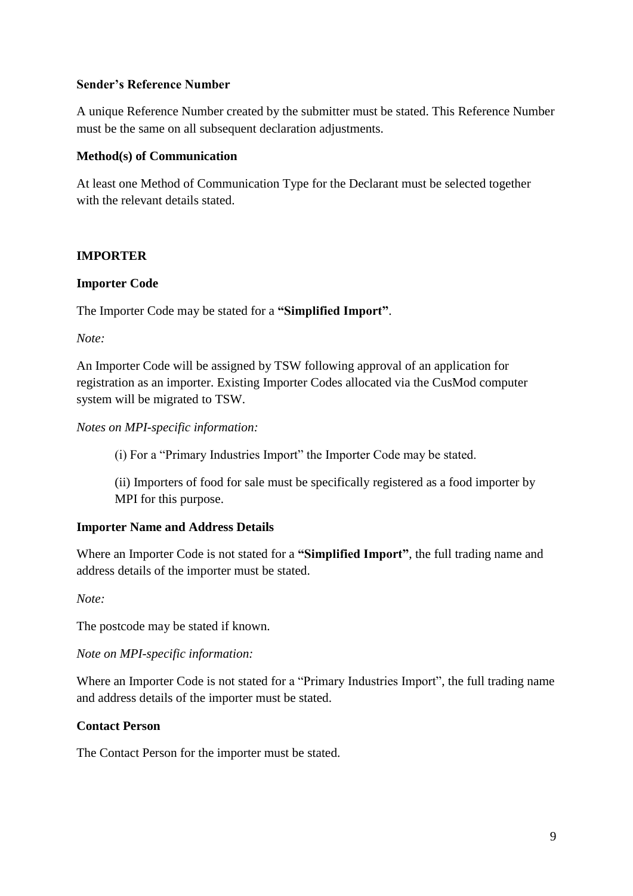**Sender's Reference Number**

A unique Reference Number created by the submitter must be stated. This Reference Number must be the same on all subsequent declaration adjustments.

**Method(s) of Communication**

At least one Method of Communication Type for the Declarant must be selected together with the relevant details stated.

**IMPORTER**

**Importer Code**

The Importer Code may be stated for a **"Simplified Import"**.

*Note:*

An Importer Code will be assigned by TSW following approval of an application for registration as an importer. Existing Importer Codes allocated via the CusMod computer system will be migrated to TSW.

*Notes on MPI-specific information:*

(i) For a "Primary Industries Import" the Importer Code may be stated.

(ii) Importers of food for sale must be specifically registered as a food importer by MPI for this purpose.

**Importer Name and Address Details**

Where an Importer Code is not stated for a **"Simplified Import"**, the full trading name and address details of the importer must be stated.

*Note:*

The postcode may be stated if known.

*Note on MPI-specific information:*

Where an Importer Code is not stated for a "Primary Industries Import", the full trading name and address details of the importer must be stated.

**Contact Person**

The Contact Person for the importer must be stated.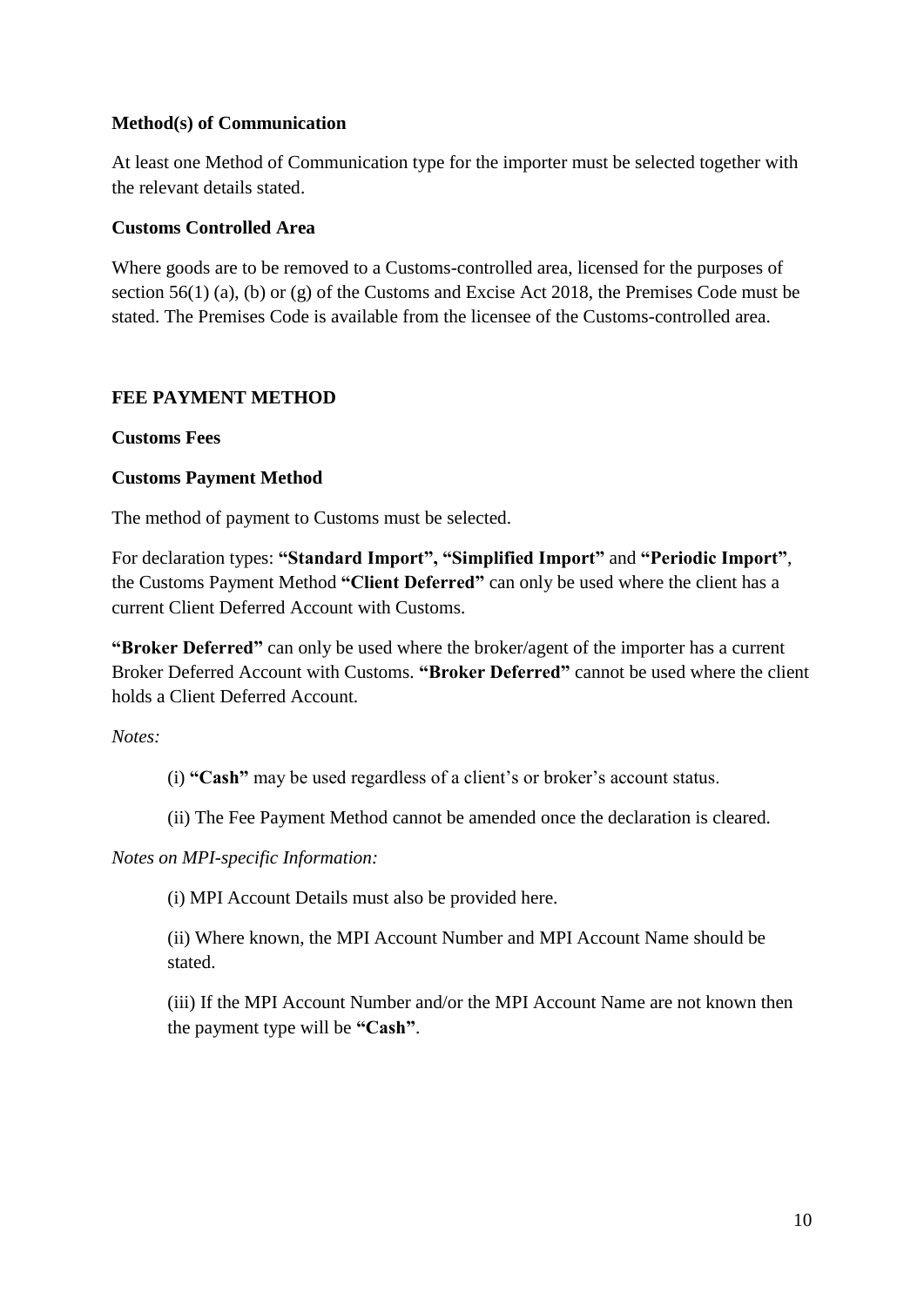**Method(s) of Communication**

At least one Method of Communication type for the importer must be selected together with the relevant details stated.

**Customs Controlled Area**

Where goods are to be removed to a Customs-controlled area, licensed for the purposes of section 56(1) (a), (b) or (g) of the Customs and Excise Act 2018, the Premises Code must be stated. The Premises Code is available from the licensee of the Customs-controlled area.

**FEE PAYMENT METHOD**

**Customs Fees**

**Customs Payment Method**

The method of payment to Customs must be selected.

For declaration types: **"Standard Import", "Simplified Import"** and **"Periodic Import"**, the Customs Payment Method **"Client Deferred"** can only be used where the client has a current Client Deferred Account with Customs.

**"Broker Deferred"** can only be used where the broker/agent of the importer has a current Broker Deferred Account with Customs. **"Broker Deferred"** cannot be used where the client holds a Client Deferred Account.

*Notes:*

(i) **"Cash"** may be used regardless of a client's or broker's account status.

(ii) The Fee Payment Method cannot be amended once the declaration is cleared.

*Notes on MPI-specific Information:*

(i) MPI Account Details must also be provided here.

(ii) Where known, the MPI Account Number and MPI Account Name should be stated.

(iii) If the MPI Account Number and/or the MPI Account Name are not known then the payment type will be **"Cash"**.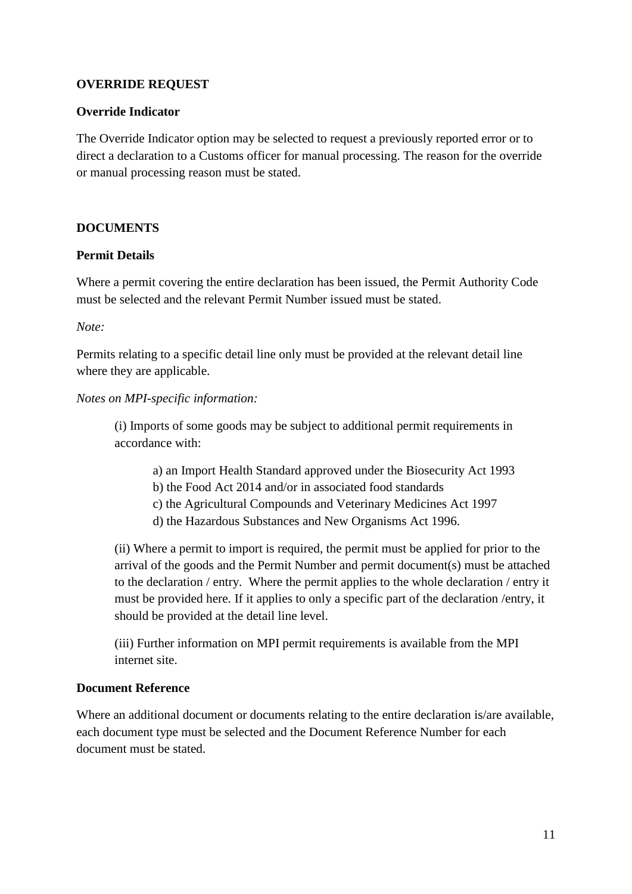## OVERRIDE REQUEST

### Override Indicator

The Override Indicator option may be selected to request a previously reported error or to direct a declaration to a Customs officer for manual processing. The reason for the override or manual processing reason must be stated.

## DOCUMENTS

### Permit Details

Where a permit covering the entire declaration has been issued, the Permit Authority Code must be selected and the relevant Permit Number issued must be stated.

*Note:*

Permits relating to a specific detail line only must be provided at the relevant detail line where they are applicable.

*Notes on MPI-specific information:*

(i) Imports of some goods may be subject to additional permit requirements in accordance with:

- a) an Import Health Standard approved under the Biosecurity Act 1993
- b) the Food Act 2014 and/or in associated food standards
- c) the Agricultural Compounds and Veterinary Medicines Act 1997
- d) the Hazardous Substances and New Organisms Act 1996.

(ii) Where a permit to import is required, the permit must be applied for prior to the arrival of the goods and the Permit Number and permit document(s) must be attached to the declaration / entry. Where the permit applies to the whole declaration / entry it must be provided here. If it applies to only a specific part of the declaration /entry, it should be provided at the detail line level.

(iii) Further information on MPI permit requirements is available from the MPI internet site.

### Document Reference

Where an additional document or documents relating to the entire declaration is/are available, each document type must be selected and the Document Reference Number for each document must be stated.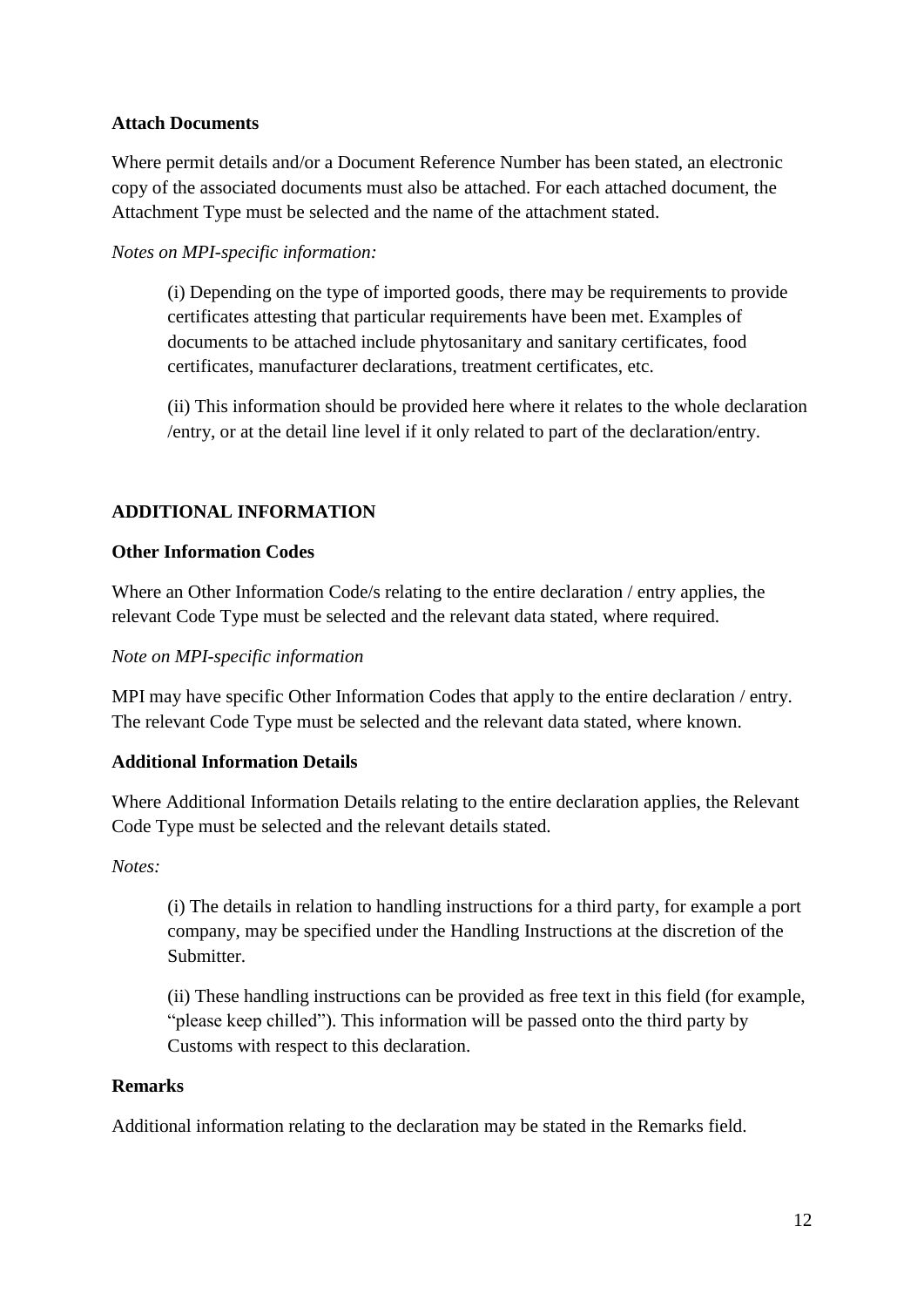**Attach Documents**

Where permit details and/or a Document Reference Number has been stated, an electronic copy of the associated documents must also be attached. For each attached document, the Attachment Type must be selected and the name of the attachment stated.

*Notes on MPI-specific information:*

> (i) Depending on the type of imported goods, there may be requirements to provide certificates attesting that particular requirements have been met. Examples of documents to be attached include phytosanitary and sanitary certificates, food certificates, manufacturer declarations, treatment certificates, etc.
>
> (ii) This information should be provided here where it relates to the whole declaration /entry, or at the detail line level if it only related to part of the declaration/entry.

## ADDITIONAL INFORMATION

**Other Information Codes**

Where an Other Information Code/s relating to the entire declaration / entry applies, the relevant Code Type must be selected and the relevant data stated, where required.

*Note on MPI-specific information*

MPI may have specific Other Information Codes that apply to the entire declaration / entry. The relevant Code Type must be selected and the relevant data stated, where known.

**Additional Information Details**

Where Additional Information Details relating to the entire declaration applies, the Relevant Code Type must be selected and the relevant details stated.

*Notes:*

> (i) The details in relation to handling instructions for a third party, for example a port company, may be specified under the Handling Instructions at the discretion of the Submitter.
>
> (ii) These handling instructions can be provided as free text in this field (for example, "please keep chilled"). This information will be passed onto the third party by Customs with respect to this declaration.

**Remarks**

Additional information relating to the declaration may be stated in the Remarks field.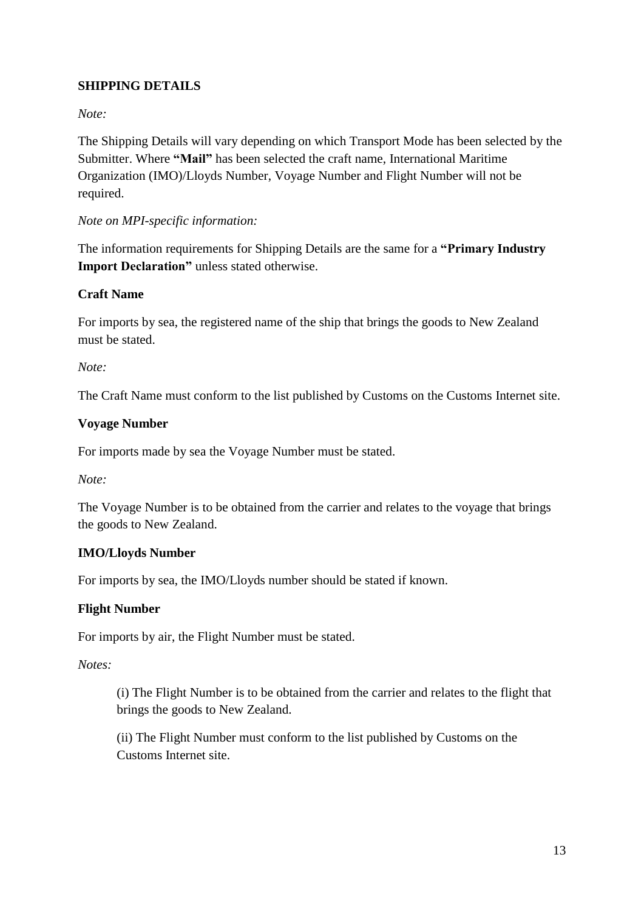## SHIPPING DETAILS

*Note:*

The Shipping Details will vary depending on which Transport Mode has been selected by the Submitter. Where **"Mail"** has been selected the craft name, International Maritime Organization (IMO)/Lloyds Number, Voyage Number and Flight Number will not be required.

*Note on MPI-specific information:*

The information requirements for Shipping Details are the same for a **"Primary Industry Import Declaration"** unless stated otherwise.

### Craft Name

For imports by sea, the registered name of the ship that brings the goods to New Zealand must be stated.

*Note:*

The Craft Name must conform to the list published by Customs on the Customs Internet site.

### Voyage Number

For imports made by sea the Voyage Number must be stated.

*Note:*

The Voyage Number is to be obtained from the carrier and relates to the voyage that brings the goods to New Zealand.

### IMO/Lloyds Number

For imports by sea, the IMO/Lloyds number should be stated if known.

### Flight Number

For imports by air, the Flight Number must be stated.

*Notes:*

(i) The Flight Number is to be obtained from the carrier and relates to the flight that brings the goods to New Zealand.

(ii) The Flight Number must conform to the list published by Customs on the Customs Internet site.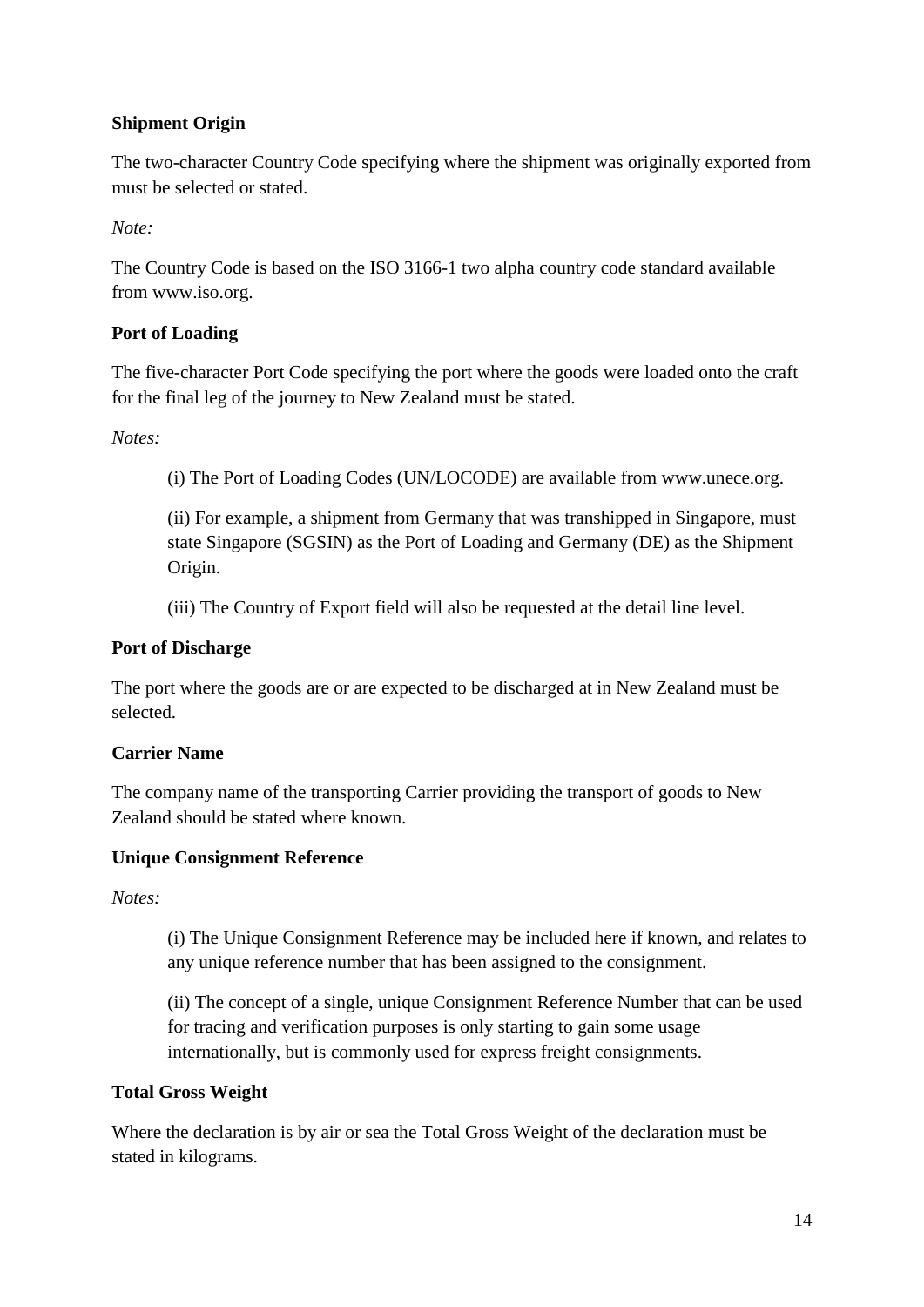**Shipment Origin**

The two-character Country Code specifying where the shipment was originally exported from must be selected or stated.

*Note:*

The Country Code is based on the ISO 3166-1 two alpha country code standard available from www.iso.org.

**Port of Loading**

The five-character Port Code specifying the port where the goods were loaded onto the craft for the final leg of the journey to New Zealand must be stated.

*Notes:*

(i) The Port of Loading Codes (UN/LOCODE) are available from www.unece.org.

(ii) For example, a shipment from Germany that was transhipped in Singapore, must state Singapore (SGSIN) as the Port of Loading and Germany (DE) as the Shipment Origin.

(iii) The Country of Export field will also be requested at the detail line level.

**Port of Discharge**

The port where the goods are or are expected to be discharged at in New Zealand must be selected.

**Carrier Name**

The company name of the transporting Carrier providing the transport of goods to New Zealand should be stated where known.

**Unique Consignment Reference**

*Notes:*

(i) The Unique Consignment Reference may be included here if known, and relates to any unique reference number that has been assigned to the consignment.

(ii) The concept of a single, unique Consignment Reference Number that can be used for tracing and verification purposes is only starting to gain some usage internationally, but is commonly used for express freight consignments.

**Total Gross Weight**

Where the declaration is by air or sea the Total Gross Weight of the declaration must be stated in kilograms.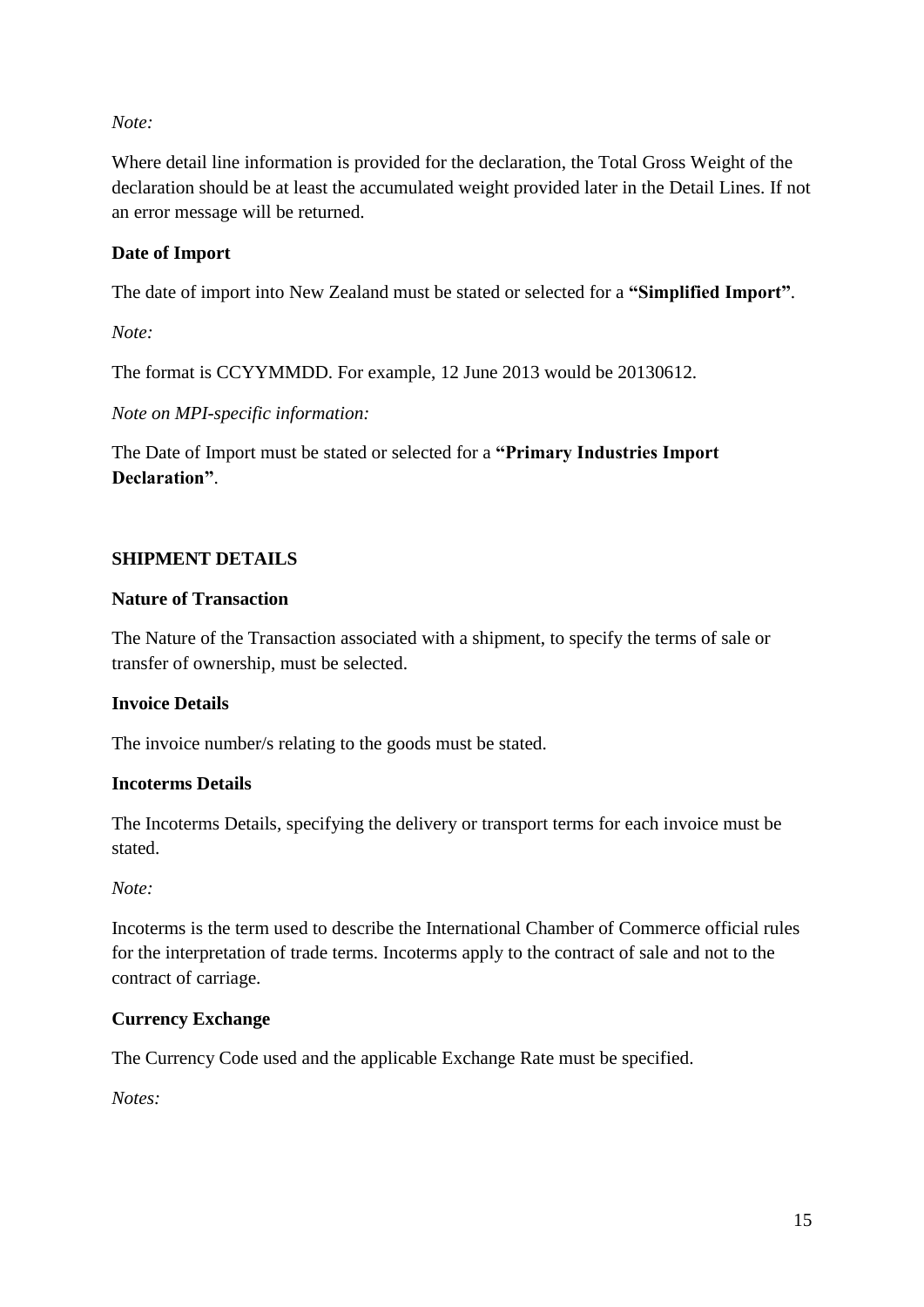*Note:*

Where detail line information is provided for the declaration, the Total Gross Weight of the declaration should be at least the accumulated weight provided later in the Detail Lines. If not an error message will be returned.

**Date of Import**

The date of import into New Zealand must be stated or selected for a **"Simplified Import"**.

*Note:*

The format is CCYYMMDD. For example, 12 June 2013 would be 20130612.

*Note on MPI-specific information:*

The Date of Import must be stated or selected for a **"Primary Industries Import Declaration"**.

## SHIPMENT DETAILS

**Nature of Transaction**

The Nature of the Transaction associated with a shipment, to specify the terms of sale or transfer of ownership, must be selected.

**Invoice Details**

The invoice number/s relating to the goods must be stated.

**Incoterms Details**

The Incoterms Details, specifying the delivery or transport terms for each invoice must be stated.

*Note:*

Incoterms is the term used to describe the International Chamber of Commerce official rules for the interpretation of trade terms. Incoterms apply to the contract of sale and not to the contract of carriage.

**Currency Exchange**

The Currency Code used and the applicable Exchange Rate must be specified.

*Notes:*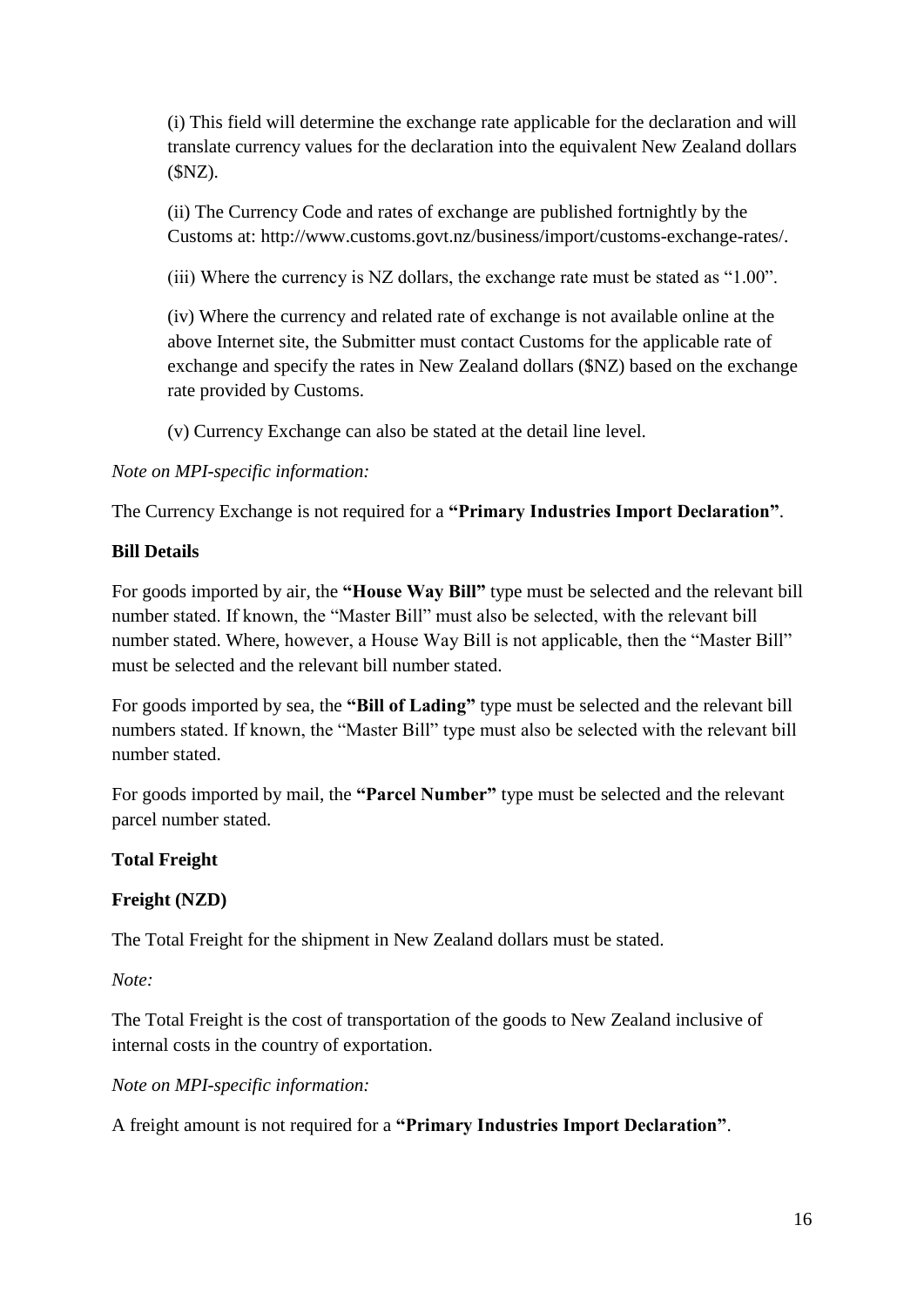(i) This field will determine the exchange rate applicable for the declaration and will translate currency values for the declaration into the equivalent New Zealand dollars ($NZ).

(ii) The Currency Code and rates of exchange are published fortnightly by the Customs at: http://www.customs.govt.nz/business/import/customs-exchange-rates/.

(iii) Where the currency is NZ dollars, the exchange rate must be stated as "1.00".

(iv) Where the currency and related rate of exchange is not available online at the above Internet site, the Submitter must contact Customs for the applicable rate of exchange and specify the rates in New Zealand dollars ($NZ) based on the exchange rate provided by Customs.

(v) Currency Exchange can also be stated at the detail line level.

*Note on MPI-specific information:*

The Currency Exchange is not required for a **"Primary Industries Import Declaration"**.

**Bill Details**

For goods imported by air, the **"House Way Bill"** type must be selected and the relevant bill number stated. If known, the "Master Bill" must also be selected, with the relevant bill number stated. Where, however, a House Way Bill is not applicable, then the "Master Bill" must be selected and the relevant bill number stated.

For goods imported by sea, the **"Bill of Lading"** type must be selected and the relevant bill numbers stated. If known, the "Master Bill" type must also be selected with the relevant bill number stated.

For goods imported by mail, the **"Parcel Number"** type must be selected and the relevant parcel number stated.

**Total Freight**

**Freight (NZD)**

The Total Freight for the shipment in New Zealand dollars must be stated.

*Note:*

The Total Freight is the cost of transportation of the goods to New Zealand inclusive of internal costs in the country of exportation.

*Note on MPI-specific information:*

A freight amount is not required for a **"Primary Industries Import Declaration"**.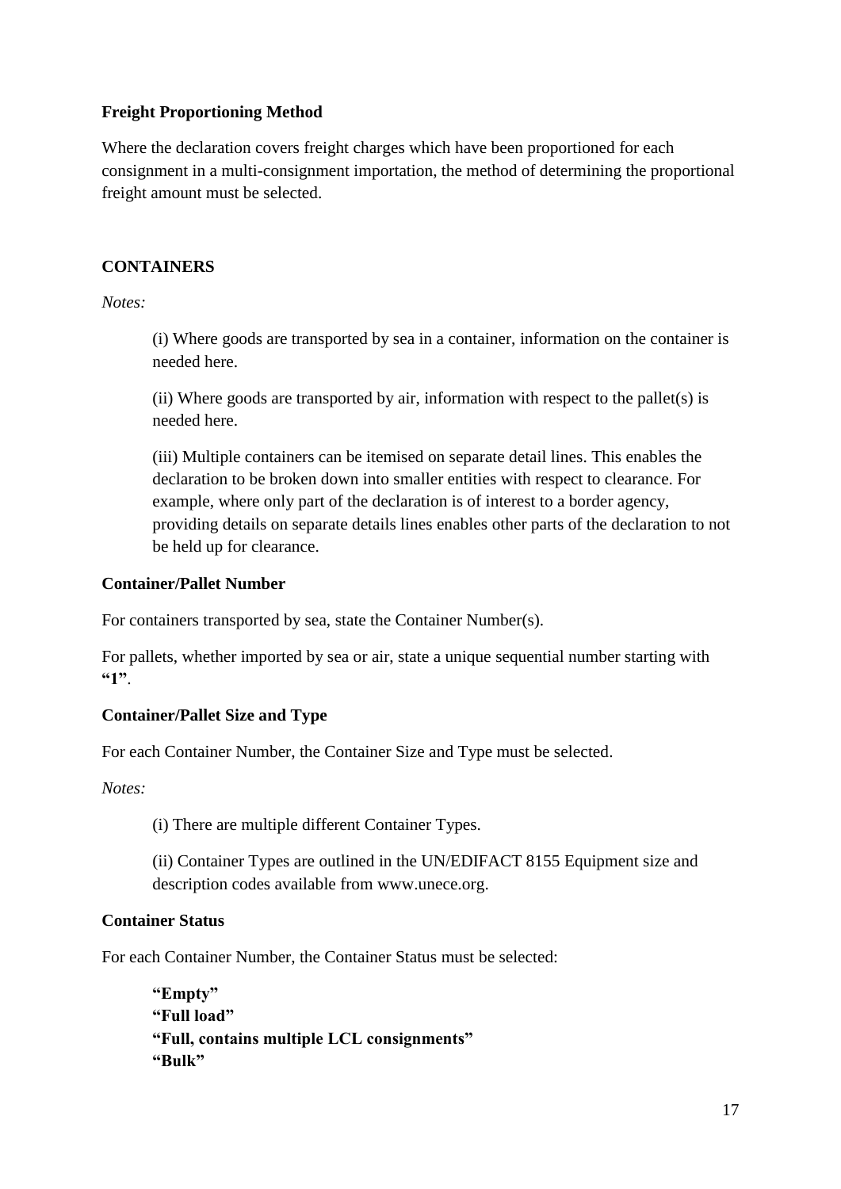**Freight Proportioning Method**

Where the declaration covers freight charges which have been proportioned for each consignment in a multi-consignment importation, the method of determining the proportional freight amount must be selected.

**CONTAINERS**

*Notes:*

> (i) Where goods are transported by sea in a container, information on the container is needed here.
>
> (ii) Where goods are transported by air, information with respect to the pallet(s) is needed here.
>
> (iii) Multiple containers can be itemised on separate detail lines. This enables the declaration to be broken down into smaller entities with respect to clearance. For example, where only part of the declaration is of interest to a border agency, providing details on separate details lines enables other parts of the declaration to not be held up for clearance.

**Container/Pallet Number**

For containers transported by sea, state the Container Number(s).

For pallets, whether imported by sea or air, state a unique sequential number starting with **"1"**.

**Container/Pallet Size and Type**

For each Container Number, the Container Size and Type must be selected.

*Notes:*

> (i) There are multiple different Container Types.
>
> (ii) Container Types are outlined in the UN/EDIFACT 8155 Equipment size and description codes available from www.unece.org.

**Container Status**

For each Container Number, the Container Status must be selected:

> **"Empty"**
> **"Full load"**
> **"Full, contains multiple LCL consignments"**
> **"Bulk"**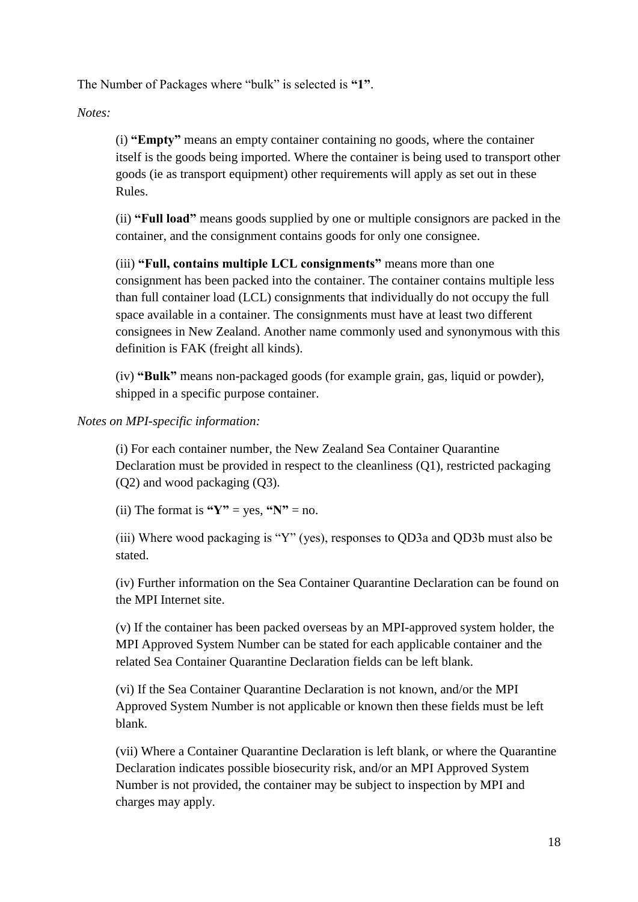The Number of Packages where "bulk" is selected is **"1"**.

*Notes:*

(i) **"Empty"** means an empty container containing no goods, where the container itself is the goods being imported. Where the container is being used to transport other goods (ie as transport equipment) other requirements will apply as set out in these Rules.

(ii) **"Full load"** means goods supplied by one or multiple consignors are packed in the container, and the consignment contains goods for only one consignee.

(iii) **"Full, contains multiple LCL consignments"** means more than one consignment has been packed into the container. The container contains multiple less than full container load (LCL) consignments that individually do not occupy the full space available in a container. The consignments must have at least two different consignees in New Zealand. Another name commonly used and synonymous with this definition is FAK (freight all kinds).

(iv) **"Bulk"** means non-packaged goods (for example grain, gas, liquid or powder), shipped in a specific purpose container.

*Notes on MPI-specific information:*

(i) For each container number, the New Zealand Sea Container Quarantine Declaration must be provided in respect to the cleanliness (Q1), restricted packaging (Q2) and wood packaging (Q3).

(ii) The format is **"Y"** = yes, **"N"** = no.

(iii) Where wood packaging is "Y" (yes), responses to QD3a and QD3b must also be stated.

(iv) Further information on the Sea Container Quarantine Declaration can be found on the MPI Internet site.

(v) If the container has been packed overseas by an MPI-approved system holder, the MPI Approved System Number can be stated for each applicable container and the related Sea Container Quarantine Declaration fields can be left blank.

(vi) If the Sea Container Quarantine Declaration is not known, and/or the MPI Approved System Number is not applicable or known then these fields must be left blank.

(vii) Where a Container Quarantine Declaration is left blank, or where the Quarantine Declaration indicates possible biosecurity risk, and/or an MPI Approved System Number is not provided, the container may be subject to inspection by MPI and charges may apply.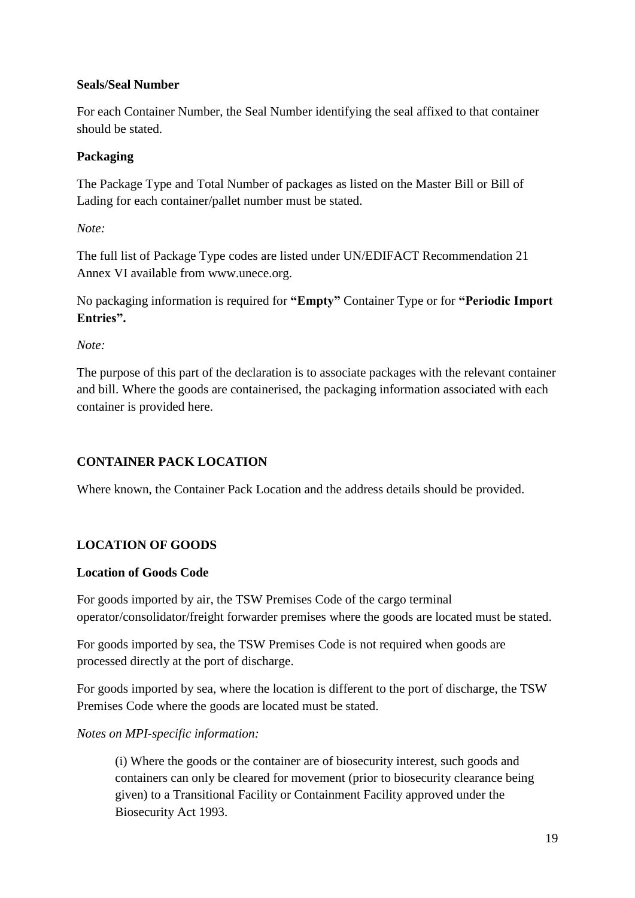### Seals/Seal Number

For each Container Number, the Seal Number identifying the seal affixed to that container should be stated.

### Packaging

The Package Type and Total Number of packages as listed on the Master Bill or Bill of Lading for each container/pallet number must be stated.

*Note:*

The full list of Package Type codes are listed under UN/EDIFACT Recommendation 21 Annex VI available from www.unece.org.

No packaging information is required for **"Empty"** Container Type or for **"Periodic Import Entries".**

*Note:*

The purpose of this part of the declaration is to associate packages with the relevant container and bill. Where the goods are containerised, the packaging information associated with each container is provided here.

## CONTAINER PACK LOCATION

Where known, the Container Pack Location and the address details should be provided.

## LOCATION OF GOODS

### Location of Goods Code

For goods imported by air, the TSW Premises Code of the cargo terminal operator/consolidator/freight forwarder premises where the goods are located must be stated.

For goods imported by sea, the TSW Premises Code is not required when goods are processed directly at the port of discharge.

For goods imported by sea, where the location is different to the port of discharge, the TSW Premises Code where the goods are located must be stated.

*Notes on MPI-specific information:*

> (i) Where the goods or the container are of biosecurity interest, such goods and containers can only be cleared for movement (prior to biosecurity clearance being given) to a Transitional Facility or Containment Facility approved under the Biosecurity Act 1993.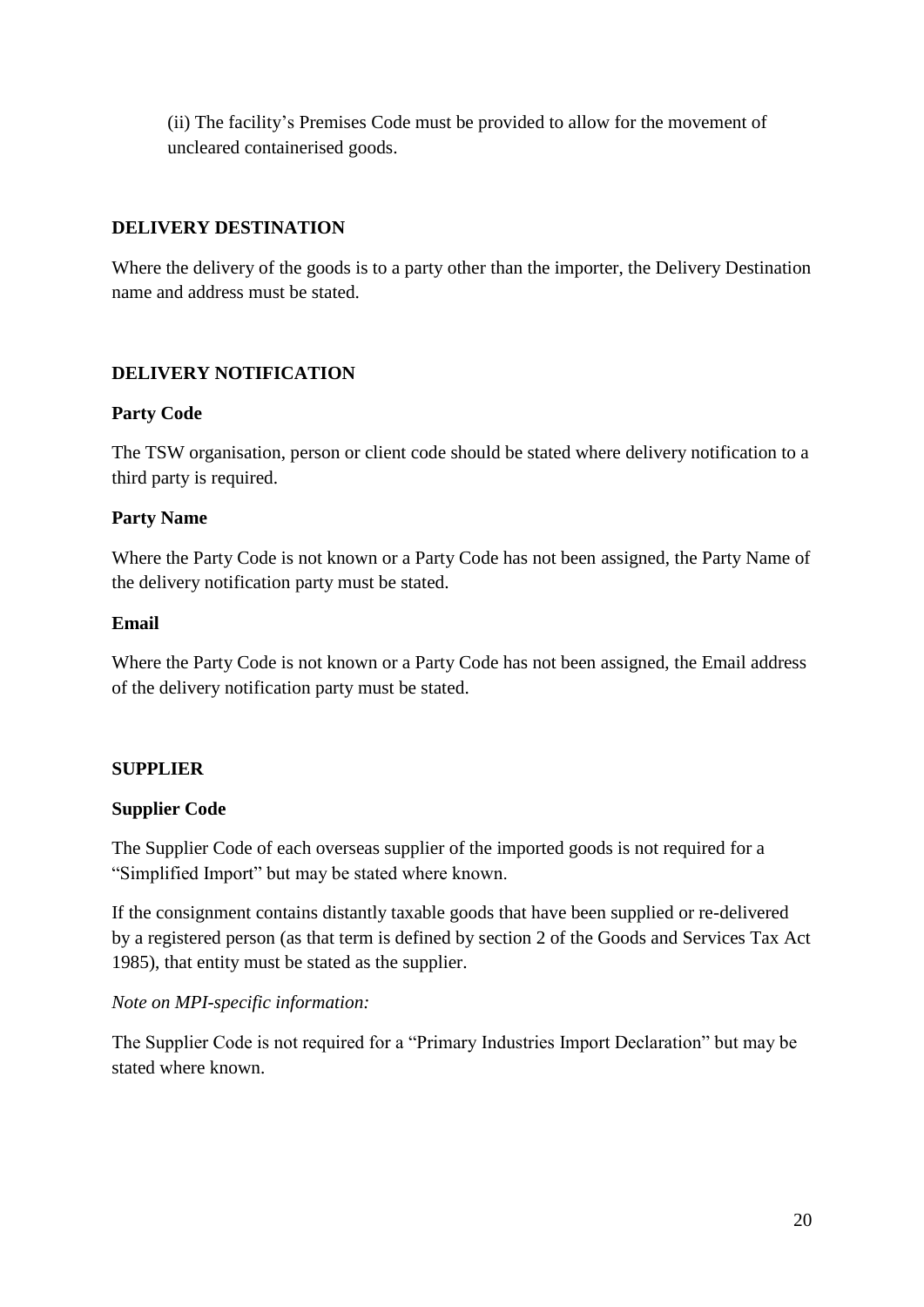(ii) The facility's Premises Code must be provided to allow for the movement of uncleared containerised goods.

## DELIVERY DESTINATION

Where the delivery of the goods is to a party other than the importer, the Delivery Destination name and address must be stated.

## DELIVERY NOTIFICATION

### Party Code

The TSW organisation, person or client code should be stated where delivery notification to a third party is required.

### Party Name

Where the Party Code is not known or a Party Code has not been assigned, the Party Name of the delivery notification party must be stated.

### Email

Where the Party Code is not known or a Party Code has not been assigned, the Email address of the delivery notification party must be stated.

## SUPPLIER

### Supplier Code

The Supplier Code of each overseas supplier of the imported goods is not required for a "Simplified Import" but may be stated where known.

If the consignment contains distantly taxable goods that have been supplied or re-delivered by a registered person (as that term is defined by section 2 of the Goods and Services Tax Act 1985), that entity must be stated as the supplier.

*Note on MPI-specific information:*

The Supplier Code is not required for a "Primary Industries Import Declaration" but may be stated where known.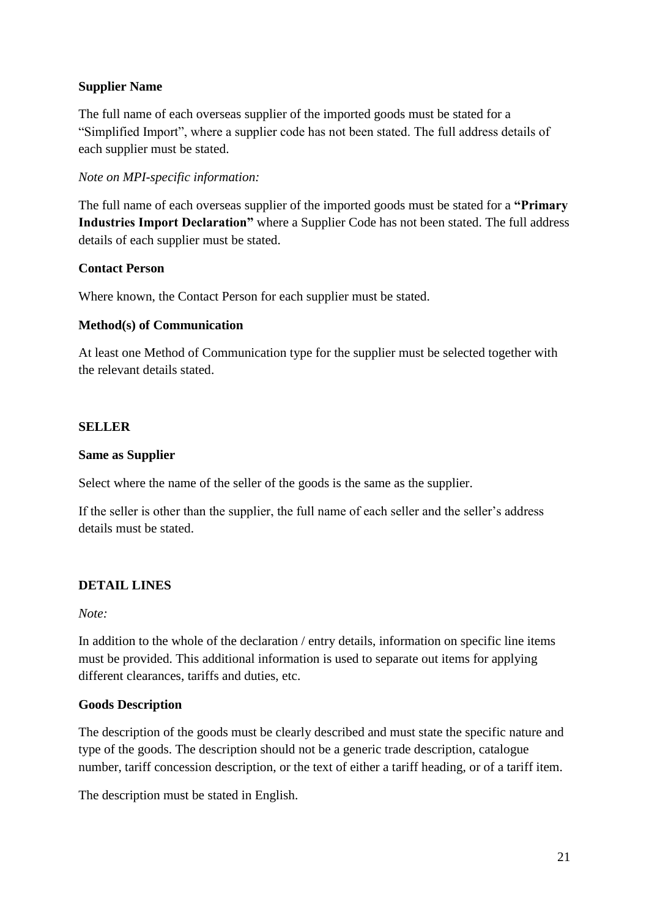**Supplier Name**

The full name of each overseas supplier of the imported goods must be stated for a "Simplified Import", where a supplier code has not been stated. The full address details of each supplier must be stated.

*Note on MPI-specific information:*

The full name of each overseas supplier of the imported goods must be stated for a **"Primary Industries Import Declaration"** where a Supplier Code has not been stated. The full address details of each supplier must be stated.

**Contact Person**

Where known, the Contact Person for each supplier must be stated.

**Method(s) of Communication**

At least one Method of Communication type for the supplier must be selected together with the relevant details stated.

## SELLER

**Same as Supplier**

Select where the name of the seller of the goods is the same as the supplier.

If the seller is other than the supplier, the full name of each seller and the seller's address details must be stated.

## DETAIL LINES

*Note:*

In addition to the whole of the declaration / entry details, information on specific line items must be provided. This additional information is used to separate out items for applying different clearances, tariffs and duties, etc.

**Goods Description**

The description of the goods must be clearly described and must state the specific nature and type of the goods. The description should not be a generic trade description, catalogue number, tariff concession description, or the text of either a tariff heading, or of a tariff item.

The description must be stated in English.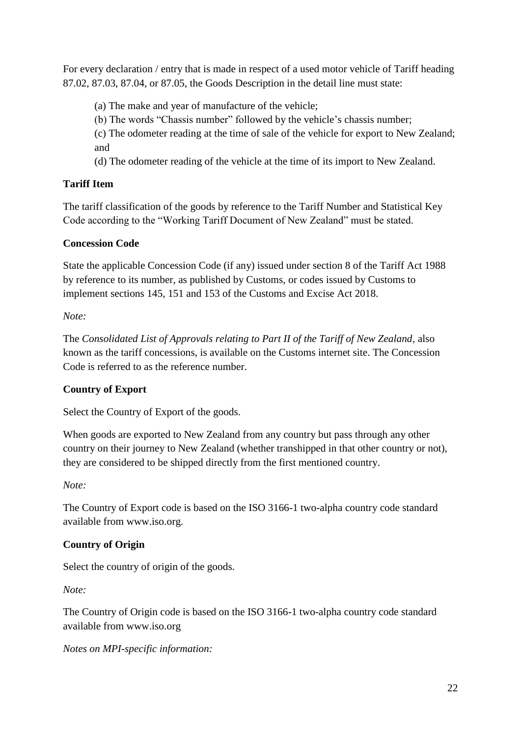For every declaration / entry that is made in respect of a used motor vehicle of Tariff heading 87.02, 87.03, 87.04, or 87.05, the Goods Description in the detail line must state:

(a) The make and year of manufacture of the vehicle;

(b) The words "Chassis number" followed by the vehicle's chassis number;

(c) The odometer reading at the time of sale of the vehicle for export to New Zealand; and

(d) The odometer reading of the vehicle at the time of its import to New Zealand.

**Tariff Item**

The tariff classification of the goods by reference to the Tariff Number and Statistical Key Code according to the "Working Tariff Document of New Zealand" must be stated.

**Concession Code**

State the applicable Concession Code (if any) issued under section 8 of the Tariff Act 1988 by reference to its number, as published by Customs, or codes issued by Customs to implement sections 145, 151 and 153 of the Customs and Excise Act 2018.

*Note:*

The *Consolidated List of Approvals relating to Part II of the Tariff of New Zealand*, also known as the tariff concessions, is available on the Customs internet site. The Concession Code is referred to as the reference number.

**Country of Export**

Select the Country of Export of the goods.

When goods are exported to New Zealand from any country but pass through any other country on their journey to New Zealand (whether transhipped in that other country or not), they are considered to be shipped directly from the first mentioned country.

*Note:*

The Country of Export code is based on the ISO 3166-1 two-alpha country code standard available from www.iso.org.

**Country of Origin**

Select the country of origin of the goods.

*Note:*

The Country of Origin code is based on the ISO 3166-1 two-alpha country code standard available from www.iso.org

*Notes on MPI-specific information:*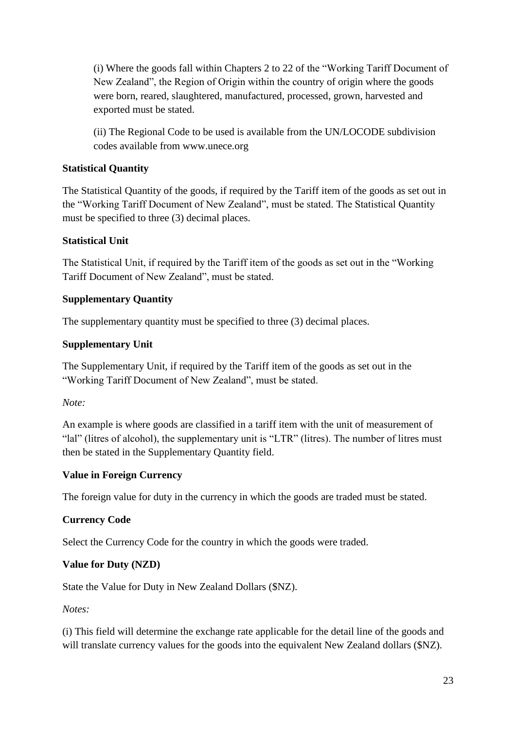(i) Where the goods fall within Chapters 2 to 22 of the "Working Tariff Document of New Zealand", the Region of Origin within the country of origin where the goods were born, reared, slaughtered, manufactured, processed, grown, harvested and exported must be stated.

(ii) The Regional Code to be used is available from the UN/LOCODE subdivision codes available from www.unece.org

**Statistical Quantity**

The Statistical Quantity of the goods, if required by the Tariff item of the goods as set out in the "Working Tariff Document of New Zealand", must be stated. The Statistical Quantity must be specified to three (3) decimal places.

**Statistical Unit**

The Statistical Unit, if required by the Tariff item of the goods as set out in the "Working Tariff Document of New Zealand", must be stated.

**Supplementary Quantity**

The supplementary quantity must be specified to three (3) decimal places.

**Supplementary Unit**

The Supplementary Unit, if required by the Tariff item of the goods as set out in the "Working Tariff Document of New Zealand", must be stated.

*Note:*

An example is where goods are classified in a tariff item with the unit of measurement of "lal" (litres of alcohol), the supplementary unit is "LTR" (litres). The number of litres must then be stated in the Supplementary Quantity field.

**Value in Foreign Currency**

The foreign value for duty in the currency in which the goods are traded must be stated.

**Currency Code**

Select the Currency Code for the country in which the goods were traded.

**Value for Duty (NZD)**

State the Value for Duty in New Zealand Dollars ($NZ).

*Notes:*

(i) This field will determine the exchange rate applicable for the detail line of the goods and will translate currency values for the goods into the equivalent New Zealand dollars ($NZ).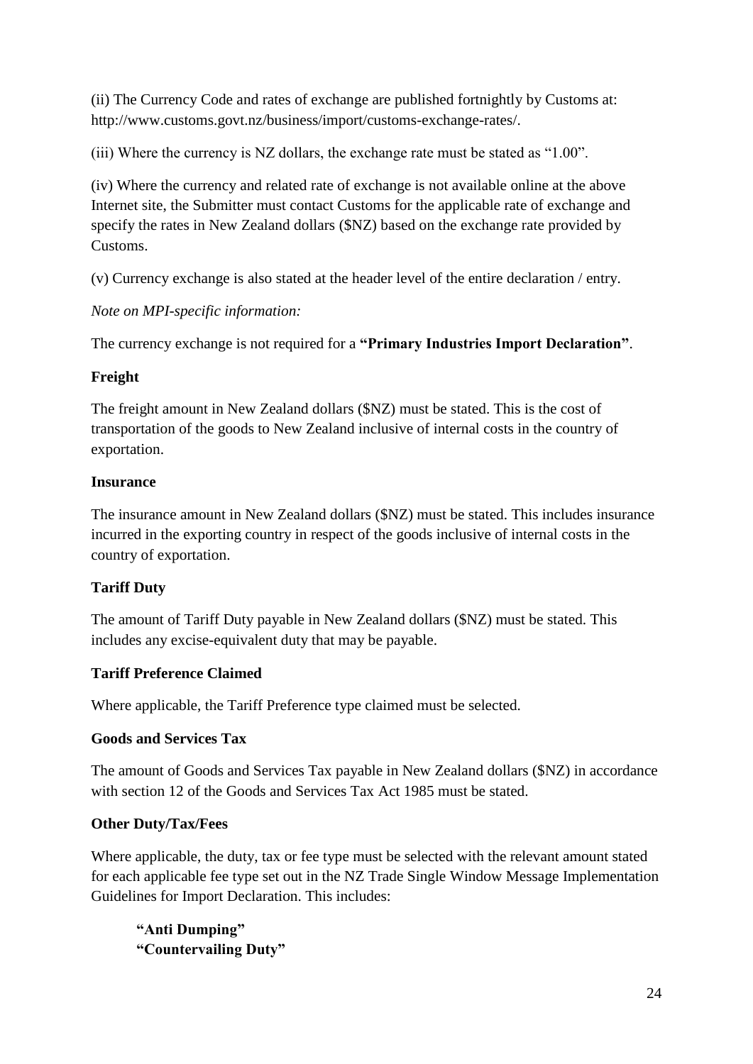(ii) The Currency Code and rates of exchange are published fortnightly by Customs at: http://www.customs.govt.nz/business/import/customs-exchange-rates/.

(iii) Where the currency is NZ dollars, the exchange rate must be stated as "1.00".

(iv) Where the currency and related rate of exchange is not available online at the above Internet site, the Submitter must contact Customs for the applicable rate of exchange and specify the rates in New Zealand dollars ($NZ) based on the exchange rate provided by Customs.

(v) Currency exchange is also stated at the header level of the entire declaration / entry.

*Note on MPI-specific information:*

The currency exchange is not required for a **"Primary Industries Import Declaration"**.

**Freight**

The freight amount in New Zealand dollars ($NZ) must be stated. This is the cost of transportation of the goods to New Zealand inclusive of internal costs in the country of exportation.

**Insurance**

The insurance amount in New Zealand dollars ($NZ) must be stated. This includes insurance incurred in the exporting country in respect of the goods inclusive of internal costs in the country of exportation.

**Tariff Duty**

The amount of Tariff Duty payable in New Zealand dollars ($NZ) must be stated. This includes any excise-equivalent duty that may be payable.

**Tariff Preference Claimed**

Where applicable, the Tariff Preference type claimed must be selected.

**Goods and Services Tax**

The amount of Goods and Services Tax payable in New Zealand dollars ($NZ) in accordance with section 12 of the Goods and Services Tax Act 1985 must be stated.

**Other Duty/Tax/Fees**

Where applicable, the duty, tax or fee type must be selected with the relevant amount stated for each applicable fee type set out in the NZ Trade Single Window Message Implementation Guidelines for Import Declaration. This includes:

**"Anti Dumping"**
**"Countervailing Duty"**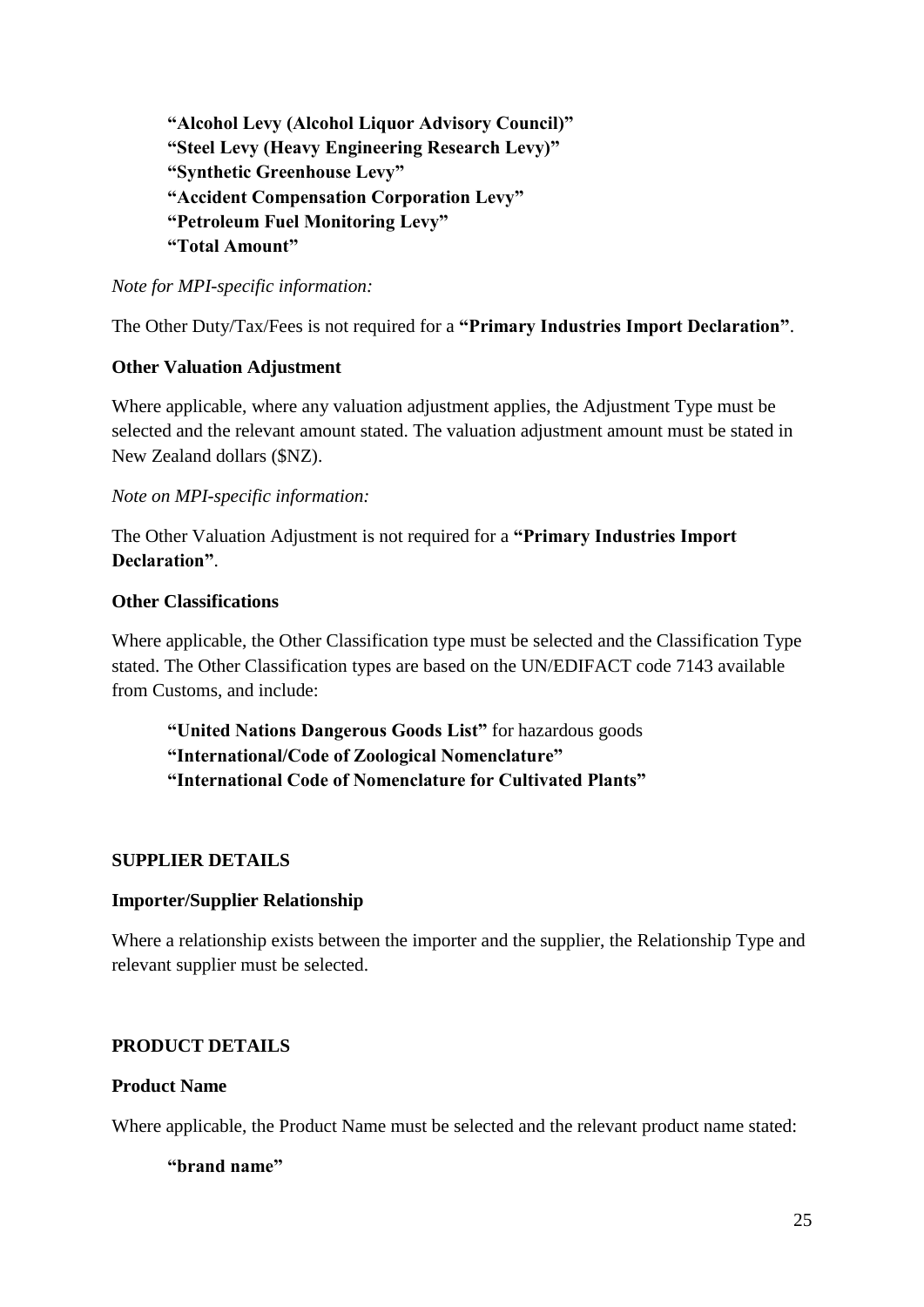**"Alcohol Levy (Alcohol Liquor Advisory Council)"**
**"Steel Levy (Heavy Engineering Research Levy)"**
**"Synthetic Greenhouse Levy"**
**"Accident Compensation Corporation Levy"**
**"Petroleum Fuel Monitoring Levy"**
**"Total Amount"**

*Note for MPI-specific information:*

The Other Duty/Tax/Fees is not required for a **"Primary Industries Import Declaration"**.

**Other Valuation Adjustment**

Where applicable, where any valuation adjustment applies, the Adjustment Type must be selected and the relevant amount stated. The valuation adjustment amount must be stated in New Zealand dollars ($NZ).

*Note on MPI-specific information:*

The Other Valuation Adjustment is not required for a **"Primary Industries Import Declaration"**.

**Other Classifications**

Where applicable, the Other Classification type must be selected and the Classification Type stated. The Other Classification types are based on the UN/EDIFACT code 7143 available from Customs, and include:

**"United Nations Dangerous Goods List"** for hazardous goods
**"International/Code of Zoological Nomenclature"**
**"International Code of Nomenclature for Cultivated Plants"**

## SUPPLIER DETAILS

**Importer/Supplier Relationship**

Where a relationship exists between the importer and the supplier, the Relationship Type and relevant supplier must be selected.

## PRODUCT DETAILS

**Product Name**

Where applicable, the Product Name must be selected and the relevant product name stated:

**"brand name"**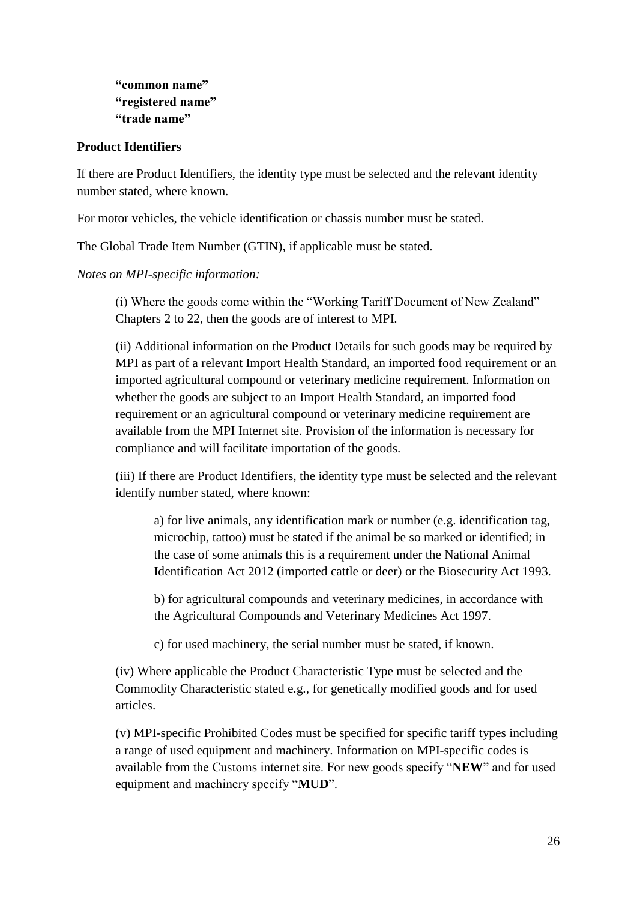**"common name"**
**"registered name"**
**"trade name"**

**Product Identifiers**

If there are Product Identifiers, the identity type must be selected and the relevant identity number stated, where known.

For motor vehicles, the vehicle identification or chassis number must be stated.

The Global Trade Item Number (GTIN), if applicable must be stated.

*Notes on MPI-specific information:*

(i) Where the goods come within the "Working Tariff Document of New Zealand" Chapters 2 to 22, then the goods are of interest to MPI.

(ii) Additional information on the Product Details for such goods may be required by MPI as part of a relevant Import Health Standard, an imported food requirement or an imported agricultural compound or veterinary medicine requirement. Information on whether the goods are subject to an Import Health Standard, an imported food requirement or an agricultural compound or veterinary medicine requirement are available from the MPI Internet site. Provision of the information is necessary for compliance and will facilitate importation of the goods.

(iii) If there are Product Identifiers, the identity type must be selected and the relevant identify number stated, where known:

a) for live animals, any identification mark or number (e.g. identification tag, microchip, tattoo) must be stated if the animal be so marked or identified; in the case of some animals this is a requirement under the National Animal Identification Act 2012 (imported cattle or deer) or the Biosecurity Act 1993.

b) for agricultural compounds and veterinary medicines, in accordance with the Agricultural Compounds and Veterinary Medicines Act 1997.

c) for used machinery, the serial number must be stated, if known.

(iv) Where applicable the Product Characteristic Type must be selected and the Commodity Characteristic stated e.g., for genetically modified goods and for used articles.

(v) MPI-specific Prohibited Codes must be specified for specific tariff types including a range of used equipment and machinery. Information on MPI-specific codes is available from the Customs internet site. For new goods specify "**NEW**" and for used equipment and machinery specify "**MUD**".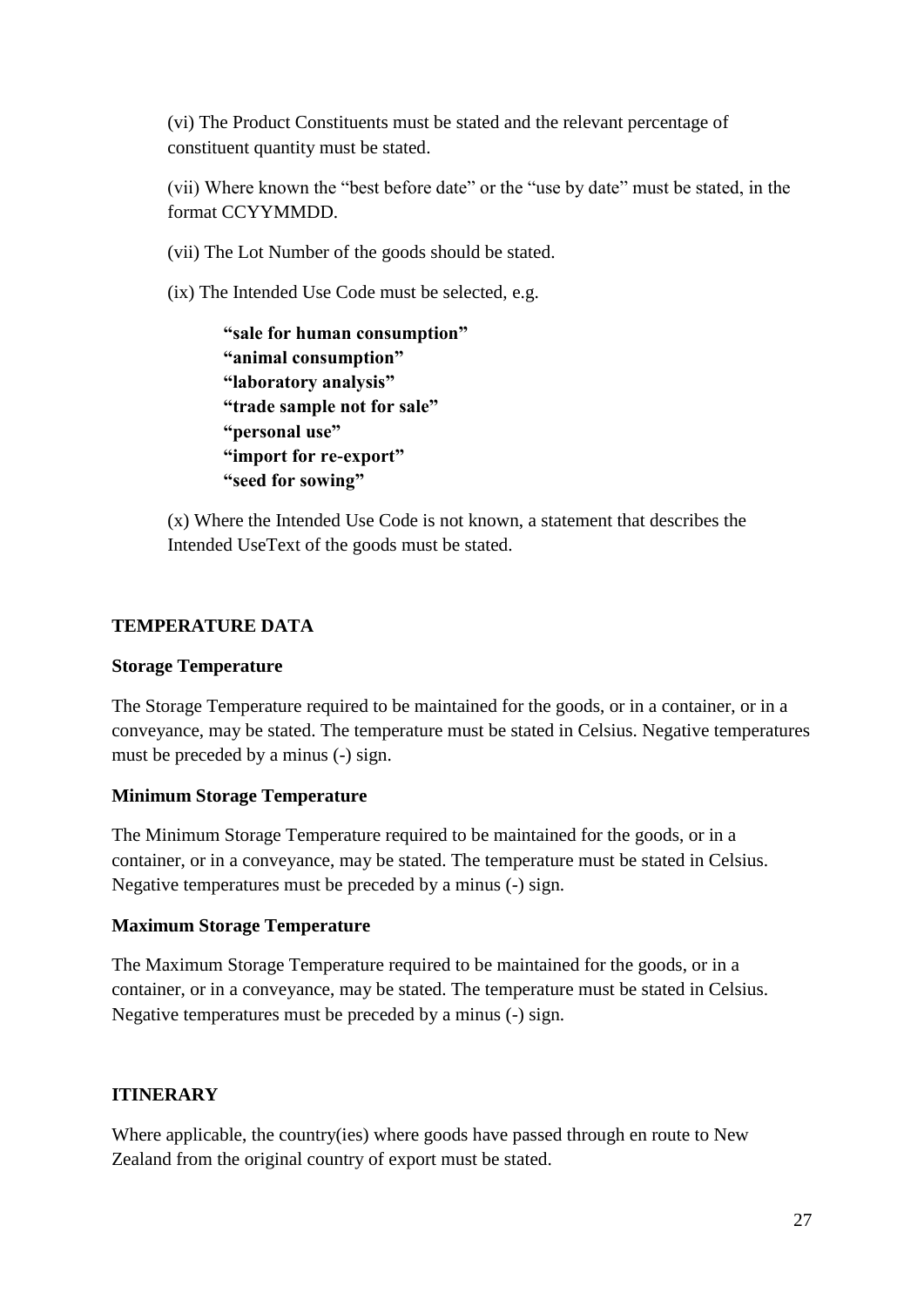(vi) The Product Constituents must be stated and the relevant percentage of constituent quantity must be stated.

(vii) Where known the "best before date" or the "use by date" must be stated, in the format CCYYMMDD.

(vii) The Lot Number of the goods should be stated.

(ix) The Intended Use Code must be selected, e.g.

> **"sale for human consumption"**
> **"animal consumption"**
> **"laboratory analysis"**
> **"trade sample not for sale"**
> **"personal use"**
> **"import for re-export"**
> **"seed for sowing"**

(x) Where the Intended Use Code is not known, a statement that describes the Intended UseText of the goods must be stated.

## TEMPERATURE DATA

### Storage Temperature

The Storage Temperature required to be maintained for the goods, or in a container, or in a conveyance, may be stated. The temperature must be stated in Celsius. Negative temperatures must be preceded by a minus (-) sign.

### Minimum Storage Temperature

The Minimum Storage Temperature required to be maintained for the goods, or in a container, or in a conveyance, may be stated. The temperature must be stated in Celsius. Negative temperatures must be preceded by a minus (-) sign.

### Maximum Storage Temperature

The Maximum Storage Temperature required to be maintained for the goods, or in a container, or in a conveyance, may be stated. The temperature must be stated in Celsius. Negative temperatures must be preceded by a minus (-) sign.

## ITINERARY

Where applicable, the country(ies) where goods have passed through en route to New Zealand from the original country of export must be stated.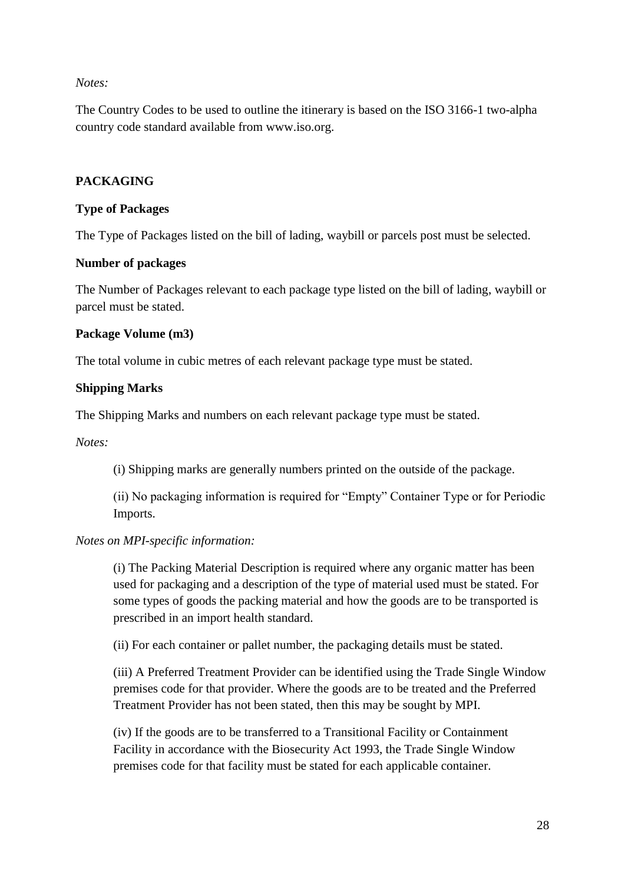*Notes:*

The Country Codes to be used to outline the itinerary is based on the ISO 3166-1 two-alpha country code standard available from www.iso.org.

## PACKAGING

### Type of Packages

The Type of Packages listed on the bill of lading, waybill or parcels post must be selected.

### Number of packages

The Number of Packages relevant to each package type listed on the bill of lading, waybill or parcel must be stated.

### Package Volume (m3)

The total volume in cubic metres of each relevant package type must be stated.

### Shipping Marks

The Shipping Marks and numbers on each relevant package type must be stated.

*Notes:*

> (i) Shipping marks are generally numbers printed on the outside of the package.
>
> (ii) No packaging information is required for "Empty" Container Type or for Periodic Imports.

*Notes on MPI-specific information:*

> (i) The Packing Material Description is required where any organic matter has been used for packaging and a description of the type of material used must be stated. For some types of goods the packing material and how the goods are to be transported is prescribed in an import health standard.
>
> (ii) For each container or pallet number, the packaging details must be stated.
>
> (iii) A Preferred Treatment Provider can be identified using the Trade Single Window premises code for that provider. Where the goods are to be treated and the Preferred Treatment Provider has not been stated, then this may be sought by MPI.
>
> (iv) If the goods are to be transferred to a Transitional Facility or Containment Facility in accordance with the Biosecurity Act 1993, the Trade Single Window premises code for that facility must be stated for each applicable container.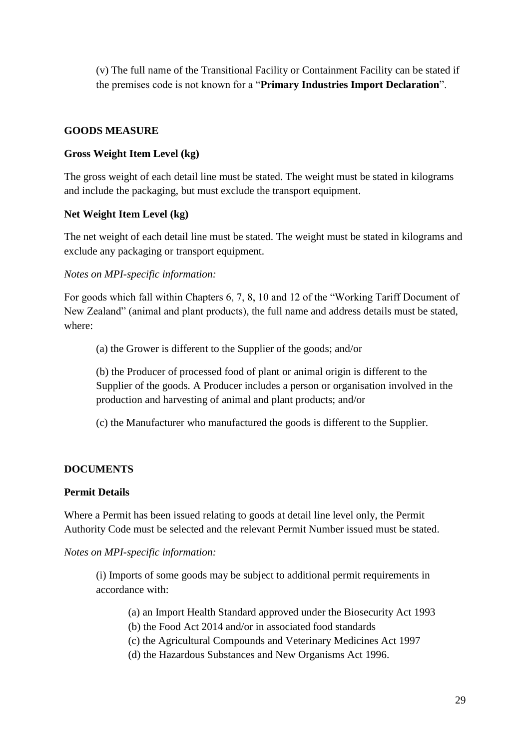(v) The full name of the Transitional Facility or Containment Facility can be stated if the premises code is not known for a "**Primary Industries Import Declaration**".

## GOODS MEASURE

### Gross Weight Item Level (kg)

The gross weight of each detail line must be stated. The weight must be stated in kilograms and include the packaging, but must exclude the transport equipment.

### Net Weight Item Level (kg)

The net weight of each detail line must be stated. The weight must be stated in kilograms and exclude any packaging or transport equipment.

*Notes on MPI-specific information:*

For goods which fall within Chapters 6, 7, 8, 10 and 12 of the "Working Tariff Document of New Zealand" (animal and plant products), the full name and address details must be stated, where:

(a) the Grower is different to the Supplier of the goods; and/or

(b) the Producer of processed food of plant or animal origin is different to the Supplier of the goods. A Producer includes a person or organisation involved in the production and harvesting of animal and plant products; and/or

(c) the Manufacturer who manufactured the goods is different to the Supplier.

## DOCUMENTS

### Permit Details

Where a Permit has been issued relating to goods at detail line level only, the Permit Authority Code must be selected and the relevant Permit Number issued must be stated.

*Notes on MPI-specific information:*

(i) Imports of some goods may be subject to additional permit requirements in accordance with:

(a) an Import Health Standard approved under the Biosecurity Act 1993
(b) the Food Act 2014 and/or in associated food standards
(c) the Agricultural Compounds and Veterinary Medicines Act 1997
(d) the Hazardous Substances and New Organisms Act 1996.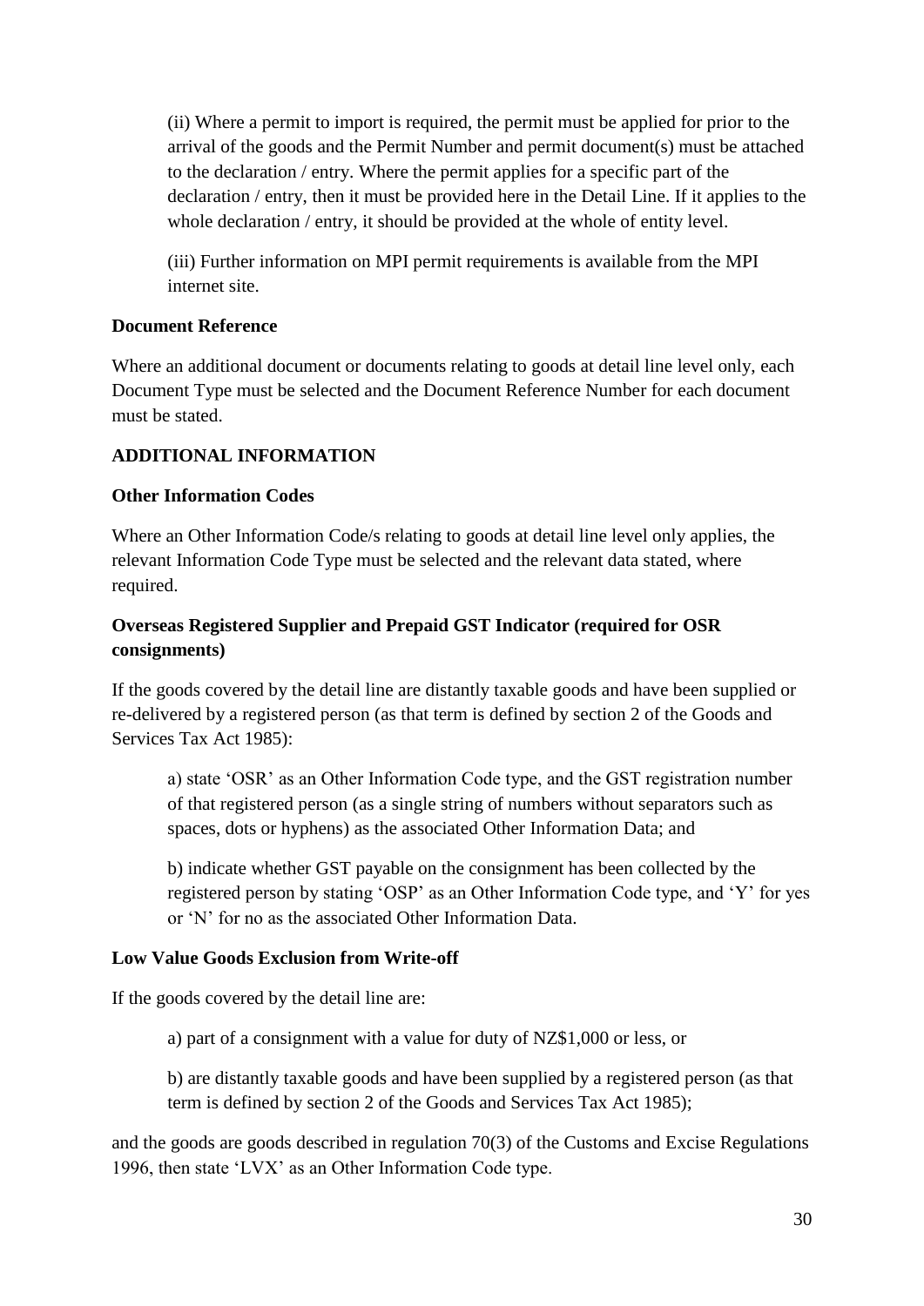(ii) Where a permit to import is required, the permit must be applied for prior to the arrival of the goods and the Permit Number and permit document(s) must be attached to the declaration / entry. Where the permit applies for a specific part of the declaration / entry, then it must be provided here in the Detail Line. If it applies to the whole declaration / entry, it should be provided at the whole of entity level.

(iii) Further information on MPI permit requirements is available from the MPI internet site.

**Document Reference**

Where an additional document or documents relating to goods at detail line level only, each Document Type must be selected and the Document Reference Number for each document must be stated.

**ADDITIONAL INFORMATION**

**Other Information Codes**

Where an Other Information Code/s relating to goods at detail line level only applies, the relevant Information Code Type must be selected and the relevant data stated, where required.

**Overseas Registered Supplier and Prepaid GST Indicator (required for OSR consignments)**

If the goods covered by the detail line are distantly taxable goods and have been supplied or re-delivered by a registered person (as that term is defined by section 2 of the Goods and Services Tax Act 1985):

a) state 'OSR' as an Other Information Code type, and the GST registration number of that registered person (as a single string of numbers without separators such as spaces, dots or hyphens) as the associated Other Information Data; and

b) indicate whether GST payable on the consignment has been collected by the registered person by stating 'OSP' as an Other Information Code type, and 'Y' for yes or 'N' for no as the associated Other Information Data.

**Low Value Goods Exclusion from Write-off**

If the goods covered by the detail line are:

a) part of a consignment with a value for duty of NZ$1,000 or less, or

b) are distantly taxable goods and have been supplied by a registered person (as that term is defined by section 2 of the Goods and Services Tax Act 1985);

and the goods are goods described in regulation 70(3) of the Customs and Excise Regulations 1996, then state 'LVX' as an Other Information Code type.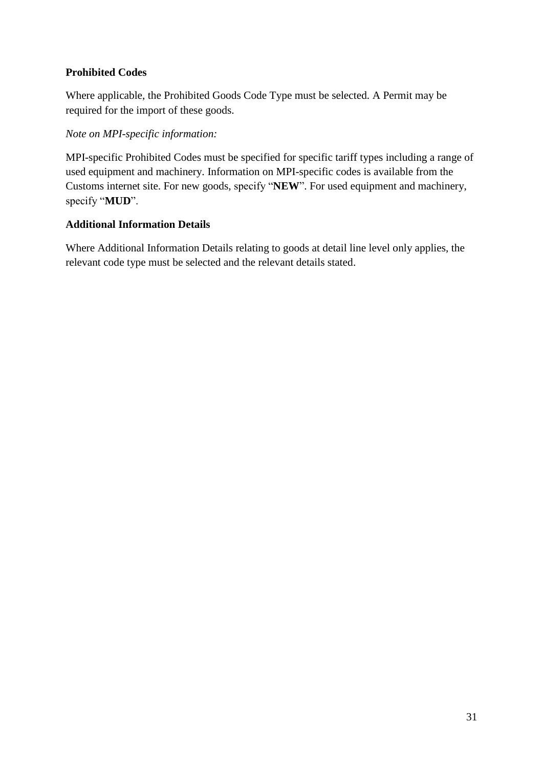**Prohibited Codes**

Where applicable, the Prohibited Goods Code Type must be selected. A Permit may be required for the import of these goods.

*Note on MPI-specific information:*

MPI-specific Prohibited Codes must be specified for specific tariff types including a range of used equipment and machinery. Information on MPI-specific codes is available from the Customs internet site. For new goods, specify "**NEW**". For used equipment and machinery, specify "**MUD**".

**Additional Information Details**

Where Additional Information Details relating to goods at detail line level only applies, the relevant code type must be selected and the relevant details stated.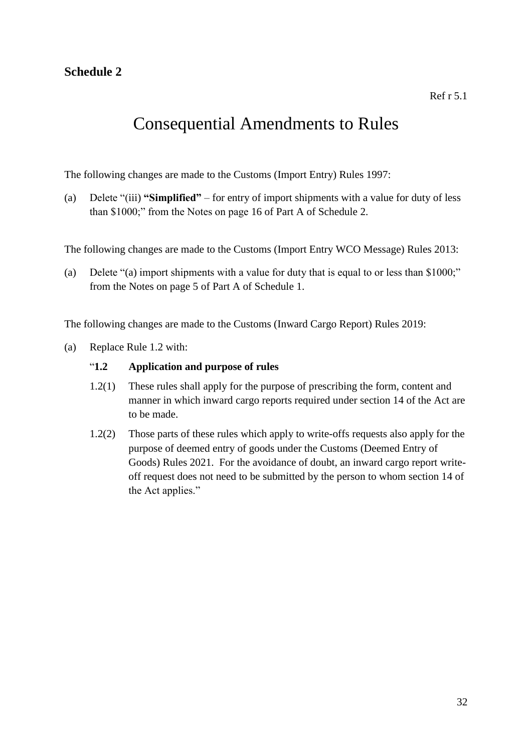## Schedule 2

Ref r 5.1

# Consequential Amendments to Rules

The following changes are made to the Customs (Import Entry) Rules 1997:

(a) Delete "(iii) **"Simplified"** – for entry of import shipments with a value for duty of less than $1000;" from the Notes on page 16 of Part A of Schedule 2.

The following changes are made to the Customs (Import Entry WCO Message) Rules 2013:

(a) Delete "(a) import shipments with a value for duty that is equal to or less than $1000;" from the Notes on page 5 of Part A of Schedule 1.

The following changes are made to the Customs (Inward Cargo Report) Rules 2019:

(a) Replace Rule 1.2 with:

"**1.2 Application and purpose of rules**

1.2(1) These rules shall apply for the purpose of prescribing the form, content and manner in which inward cargo reports required under section 14 of the Act are to be made.

1.2(2) Those parts of these rules which apply to write-offs requests also apply for the purpose of deemed entry of goods under the Customs (Deemed Entry of Goods) Rules 2021. For the avoidance of doubt, an inward cargo report write-off request does not need to be submitted by the person to whom section 14 of the Act applies."